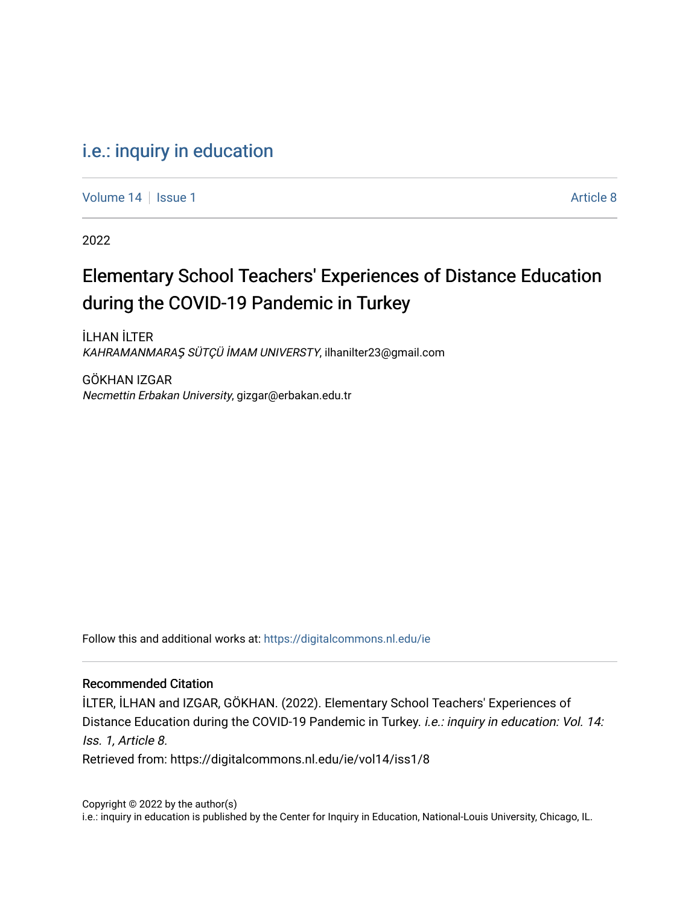# i.e.: inquiry in education

Volume 14 | Issue 1 | Article 8

2022

## Elementary School Teachers' Experiences of Distance Education during the COVID-19 Pandemic in Turkey

İLHAN İLTER
*KAHRAMANMARAŞ SÜTÇÜ İMAM UNIVERSTY*, ilhanilter23@gmail.com

GÖKHAN IZGAR
*Necmettin Erbakan University*, gizgar@erbakan.edu.tr

Follow this and additional works at: https://digitalcommons.nl.edu/ie

### Recommended Citation

İLTER, İLHAN and IZGAR, GÖKHAN. (2022). Elementary School Teachers' Experiences of Distance Education during the COVID-19 Pandemic in Turkey. *i.e.: inquiry in education: Vol. 14: Iss. 1, Article 8.*
Retrieved from: https://digitalcommons.nl.edu/ie/vol14/iss1/8

Copyright © 2022 by the author(s)
i.e.: inquiry in education is published by the Center for Inquiry in Education, National-Louis University, Chicago, IL.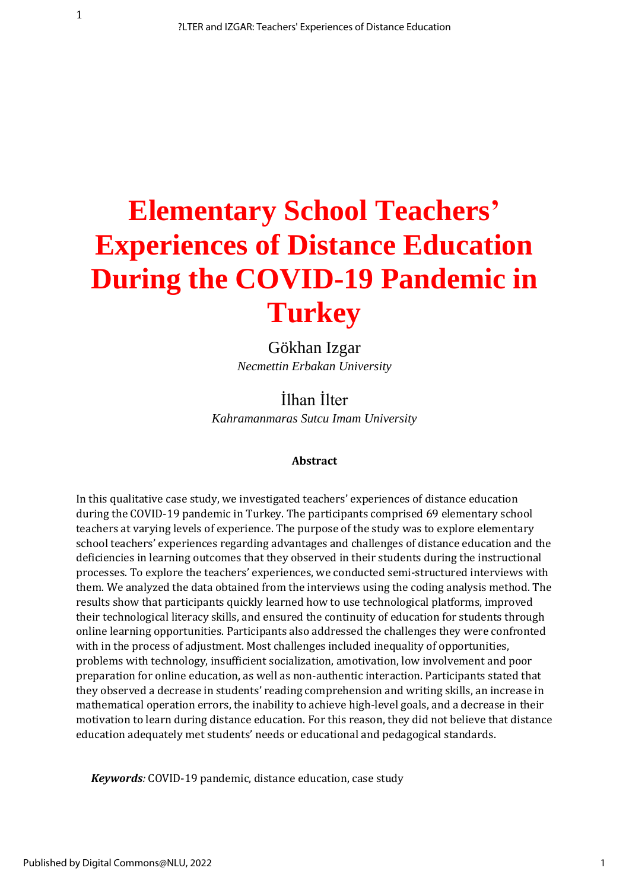# Elementary School Teachers' Experiences of Distance Education During the COVID-19 Pandemic in Turkey

Gökhan Izgar

*Necmettin Erbakan University*

İlhan İlter

*Kahramanmaras Sutcu Imam University*

**Abstract**

In this qualitative case study, we investigated teachers' experiences of distance education during the COVID-19 pandemic in Turkey. The participants comprised 69 elementary school teachers at varying levels of experience. The purpose of the study was to explore elementary school teachers' experiences regarding advantages and challenges of distance education and the deficiencies in learning outcomes that they observed in their students during the instructional processes. To explore the teachers' experiences, we conducted semi-structured interviews with them. We analyzed the data obtained from the interviews using the coding analysis method. The results show that participants quickly learned how to use technological platforms, improved their technological literacy skills, and ensured the continuity of education for students through online learning opportunities. Participants also addressed the challenges they were confronted with in the process of adjustment. Most challenges included inequality of opportunities, problems with technology, insufficient socialization, amotivation, low involvement and poor preparation for online education, as well as non-authentic interaction. Participants stated that they observed a decrease in students' reading comprehension and writing skills, an increase in mathematical operation errors, the inability to achieve high-level goals, and a decrease in their motivation to learn during distance education. For this reason, they did not believe that distance education adequately met students' needs or educational and pedagogical standards.

***Keywords****:* COVID-19 pandemic, distance education, case study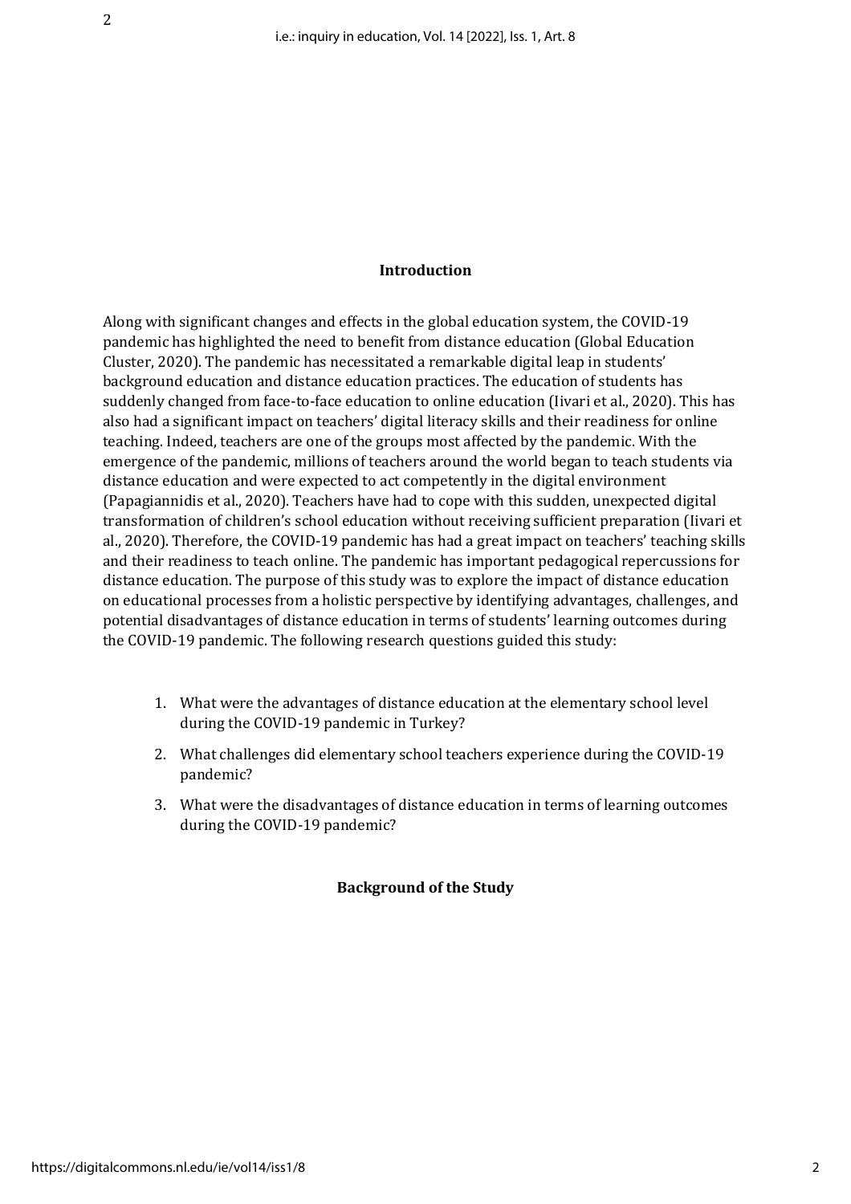## Introduction

Along with significant changes and effects in the global education system, the COVID-19 pandemic has highlighted the need to benefit from distance education (Global Education Cluster, 2020). The pandemic has necessitated a remarkable digital leap in students' background education and distance education practices. The education of students has suddenly changed from face-to-face education to online education (Iivari et al., 2020). This has also had a significant impact on teachers' digital literacy skills and their readiness for online teaching. Indeed, teachers are one of the groups most affected by the pandemic. With the emergence of the pandemic, millions of teachers around the world began to teach students via distance education and were expected to act competently in the digital environment (Papagiannidis et al., 2020). Teachers have had to cope with this sudden, unexpected digital transformation of children's school education without receiving sufficient preparation (Iivari et al., 2020). Therefore, the COVID-19 pandemic has had a great impact on teachers' teaching skills and their readiness to teach online. The pandemic has important pedagogical repercussions for distance education. The purpose of this study was to explore the impact of distance education on educational processes from a holistic perspective by identifying advantages, challenges, and potential disadvantages of distance education in terms of students' learning outcomes during the COVID-19 pandemic. The following research questions guided this study:

1. What were the advantages of distance education at the elementary school level during the COVID-19 pandemic in Turkey?
2. What challenges did elementary school teachers experience during the COVID-19 pandemic?
3. What were the disadvantages of distance education in terms of learning outcomes during the COVID-19 pandemic?

## Background of the Study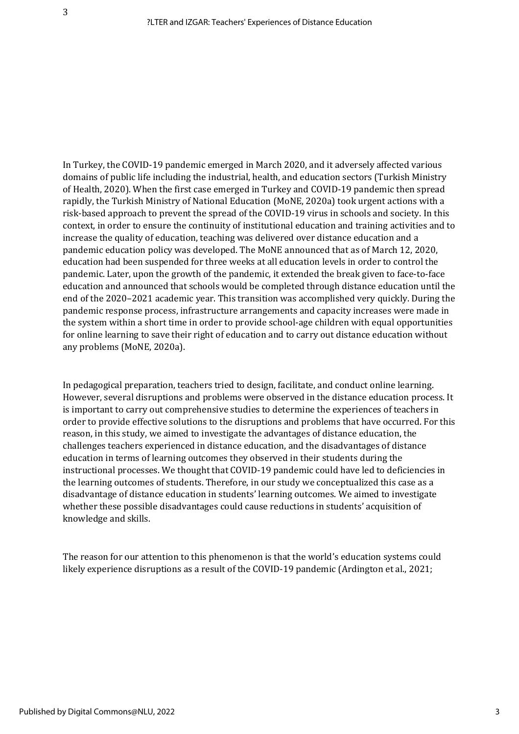In Turkey, the COVID-19 pandemic emerged in March 2020, and it adversely affected various domains of public life including the industrial, health, and education sectors (Turkish Ministry of Health, 2020). When the first case emerged in Turkey and COVID-19 pandemic then spread rapidly, the Turkish Ministry of National Education (MoNE, 2020a) took urgent actions with a risk-based approach to prevent the spread of the COVID-19 virus in schools and society. In this context, in order to ensure the continuity of institutional education and training activities and to increase the quality of education, teaching was delivered over distance education and a pandemic education policy was developed. The MoNE announced that as of March 12, 2020, education had been suspended for three weeks at all education levels in order to control the pandemic. Later, upon the growth of the pandemic, it extended the break given to face-to-face education and announced that schools would be completed through distance education until the end of the 2020–2021 academic year. This transition was accomplished very quickly. During the pandemic response process, infrastructure arrangements and capacity increases were made in the system within a short time in order to provide school-age children with equal opportunities for online learning to save their right of education and to carry out distance education without any problems (MoNE, 2020a).

In pedagogical preparation, teachers tried to design, facilitate, and conduct online learning. However, several disruptions and problems were observed in the distance education process. It is important to carry out comprehensive studies to determine the experiences of teachers in order to provide effective solutions to the disruptions and problems that have occurred. For this reason, in this study, we aimed to investigate the advantages of distance education, the challenges teachers experienced in distance education, and the disadvantages of distance education in terms of learning outcomes they observed in their students during the instructional processes. We thought that COVID-19 pandemic could have led to deficiencies in the learning outcomes of students. Therefore, in our study we conceptualized this case as a disadvantage of distance education in students' learning outcomes. We aimed to investigate whether these possible disadvantages could cause reductions in students' acquisition of knowledge and skills.

The reason for our attention to this phenomenon is that the world's education systems could likely experience disruptions as a result of the COVID-19 pandemic (Ardington et al., 2021;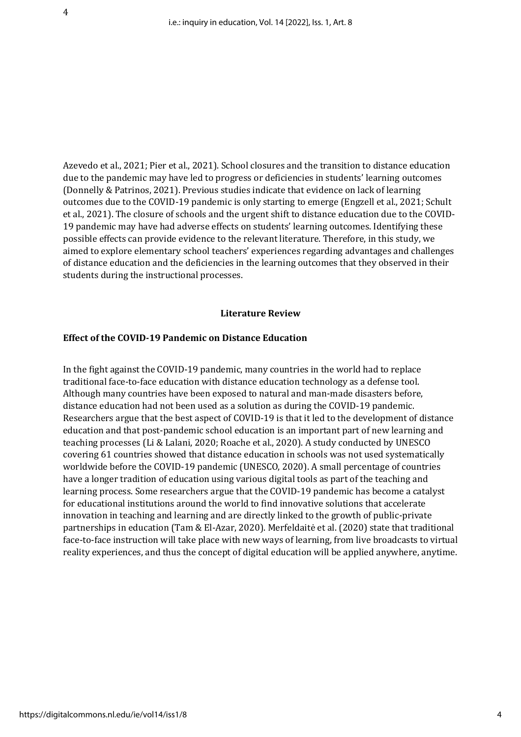Azevedo et al., 2021; Pier et al., 2021). School closures and the transition to distance education due to the pandemic may have led to progress or deficiencies in students' learning outcomes (Donnelly & Patrinos, 2021). Previous studies indicate that evidence on lack of learning outcomes due to the COVID-19 pandemic is only starting to emerge (Engzell et al., 2021; Schult et al., 2021). The closure of schools and the urgent shift to distance education due to the COVID-19 pandemic may have had adverse effects on students' learning outcomes. Identifying these possible effects can provide evidence to the relevant literature. Therefore, in this study, we aimed to explore elementary school teachers' experiences regarding advantages and challenges of distance education and the deficiencies in the learning outcomes that they observed in their students during the instructional processes.

## Literature Review

### Effect of the COVID-19 Pandemic on Distance Education

In the fight against the COVID-19 pandemic, many countries in the world had to replace traditional face-to-face education with distance education technology as a defense tool. Although many countries have been exposed to natural and man-made disasters before, distance education had not been used as a solution as during the COVID-19 pandemic. Researchers argue that the best aspect of COVID-19 is that it led to the development of distance education and that post-pandemic school education is an important part of new learning and teaching processes (Li & Lalani, 2020; Roache et al., 2020). A study conducted by UNESCO covering 61 countries showed that distance education in schools was not used systematically worldwide before the COVID-19 pandemic (UNESCO, 2020). A small percentage of countries have a longer tradition of education using various digital tools as part of the teaching and learning process. Some researchers argue that the COVID-19 pandemic has become a catalyst for educational institutions around the world to find innovative solutions that accelerate innovation in teaching and learning and are directly linked to the growth of public-private partnerships in education (Tam & El-Azar, 2020). Merfeldaitė et al. (2020) state that traditional face-to-face instruction will take place with new ways of learning, from live broadcasts to virtual reality experiences, and thus the concept of digital education will be applied anywhere, anytime.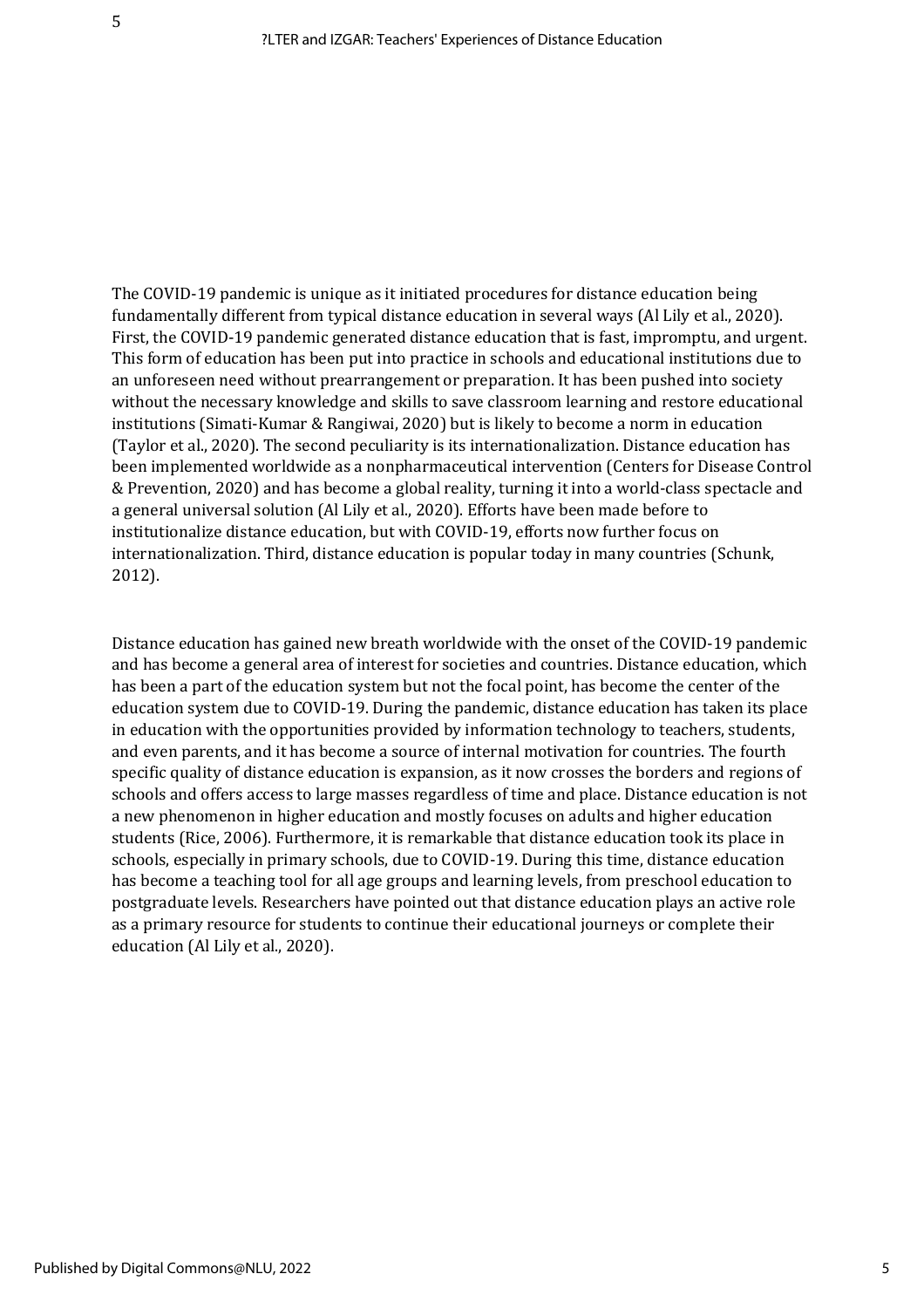The COVID-19 pandemic is unique as it initiated procedures for distance education being fundamentally different from typical distance education in several ways (Al Lily et al., 2020). First, the COVID-19 pandemic generated distance education that is fast, impromptu, and urgent. This form of education has been put into practice in schools and educational institutions due to an unforeseen need without prearrangement or preparation. It has been pushed into society without the necessary knowledge and skills to save classroom learning and restore educational institutions (Simati-Kumar & Rangiwai, 2020) but is likely to become a norm in education (Taylor et al., 2020). The second peculiarity is its internationalization. Distance education has been implemented worldwide as a nonpharmaceutical intervention (Centers for Disease Control & Prevention, 2020) and has become a global reality, turning it into a world-class spectacle and a general universal solution (Al Lily et al., 2020). Efforts have been made before to institutionalize distance education, but with COVID-19, efforts now further focus on internationalization. Third, distance education is popular today in many countries (Schunk, 2012).

Distance education has gained new breath worldwide with the onset of the COVID-19 pandemic and has become a general area of interest for societies and countries. Distance education, which has been a part of the education system but not the focal point, has become the center of the education system due to COVID-19. During the pandemic, distance education has taken its place in education with the opportunities provided by information technology to teachers, students, and even parents, and it has become a source of internal motivation for countries. The fourth specific quality of distance education is expansion, as it now crosses the borders and regions of schools and offers access to large masses regardless of time and place. Distance education is not a new phenomenon in higher education and mostly focuses on adults and higher education students (Rice, 2006). Furthermore, it is remarkable that distance education took its place in schools, especially in primary schools, due to COVID-19. During this time, distance education has become a teaching tool for all age groups and learning levels, from preschool education to postgraduate levels. Researchers have pointed out that distance education plays an active role as a primary resource for students to continue their educational journeys or complete their education (Al Lily et al., 2020).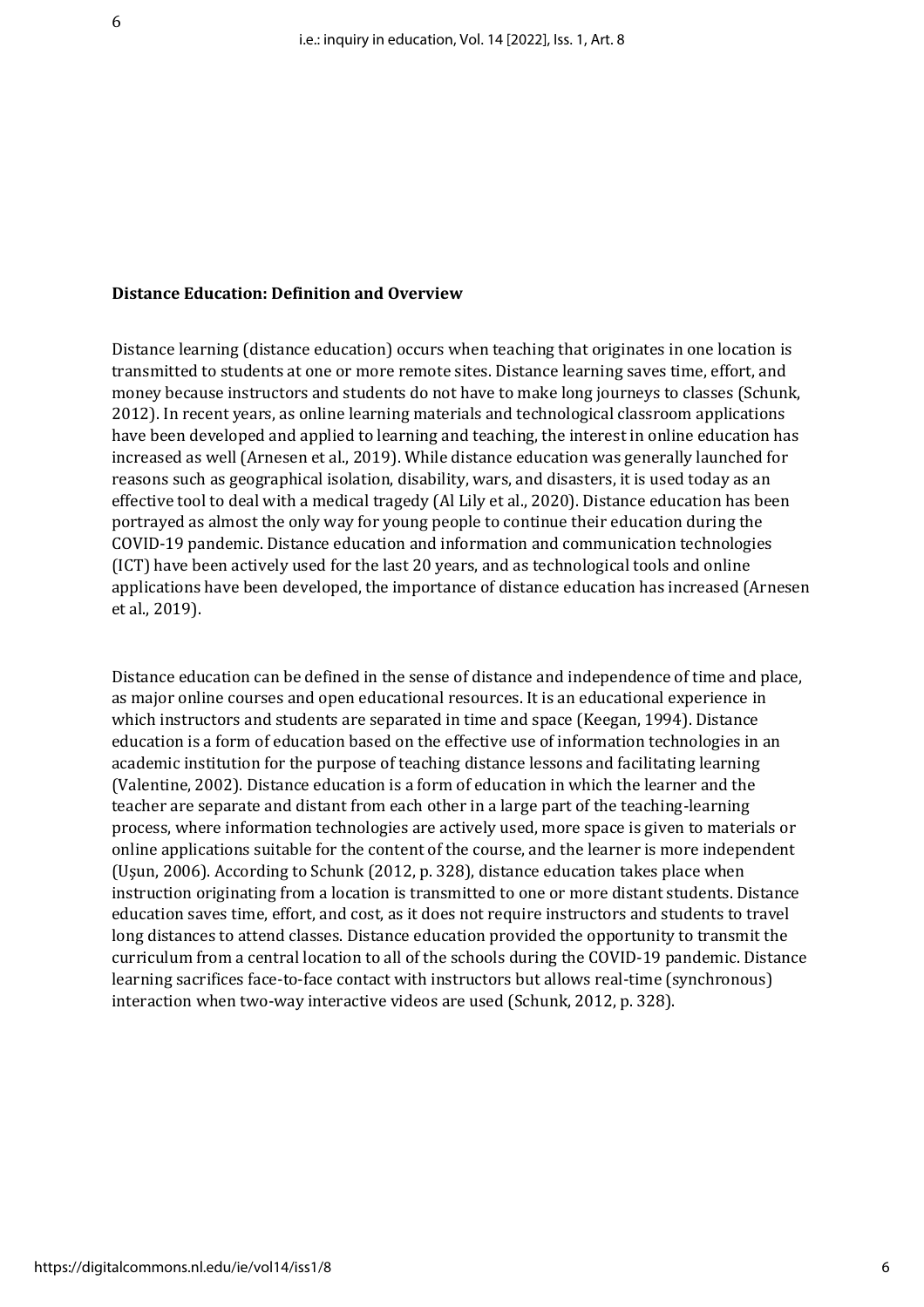**Distance Education: Definition and Overview**

Distance learning (distance education) occurs when teaching that originates in one location is transmitted to students at one or more remote sites. Distance learning saves time, effort, and money because instructors and students do not have to make long journeys to classes (Schunk, 2012). In recent years, as online learning materials and technological classroom applications have been developed and applied to learning and teaching, the interest in online education has increased as well (Arnesen et al., 2019). While distance education was generally launched for reasons such as geographical isolation, disability, wars, and disasters, it is used today as an effective tool to deal with a medical tragedy (Al Lily et al., 2020). Distance education has been portrayed as almost the only way for young people to continue their education during the COVID-19 pandemic. Distance education and information and communication technologies (ICT) have been actively used for the last 20 years, and as technological tools and online applications have been developed, the importance of distance education has increased (Arnesen et al., 2019).

Distance education can be defined in the sense of distance and independence of time and place, as major online courses and open educational resources. It is an educational experience in which instructors and students are separated in time and space (Keegan, 1994). Distance education is a form of education based on the effective use of information technologies in an academic institution for the purpose of teaching distance lessons and facilitating learning (Valentine, 2002). Distance education is a form of education in which the learner and the teacher are separate and distant from each other in a large part of the teaching-learning process, where information technologies are actively used, more space is given to materials or online applications suitable for the content of the course, and the learner is more independent (Uşun, 2006). According to Schunk (2012, p. 328), distance education takes place when instruction originating from a location is transmitted to one or more distant students. Distance education saves time, effort, and cost, as it does not require instructors and students to travel long distances to attend classes. Distance education provided the opportunity to transmit the curriculum from a central location to all of the schools during the COVID-19 pandemic. Distance learning sacrifices face-to-face contact with instructors but allows real-time (synchronous) interaction when two-way interactive videos are used (Schunk, 2012, p. 328).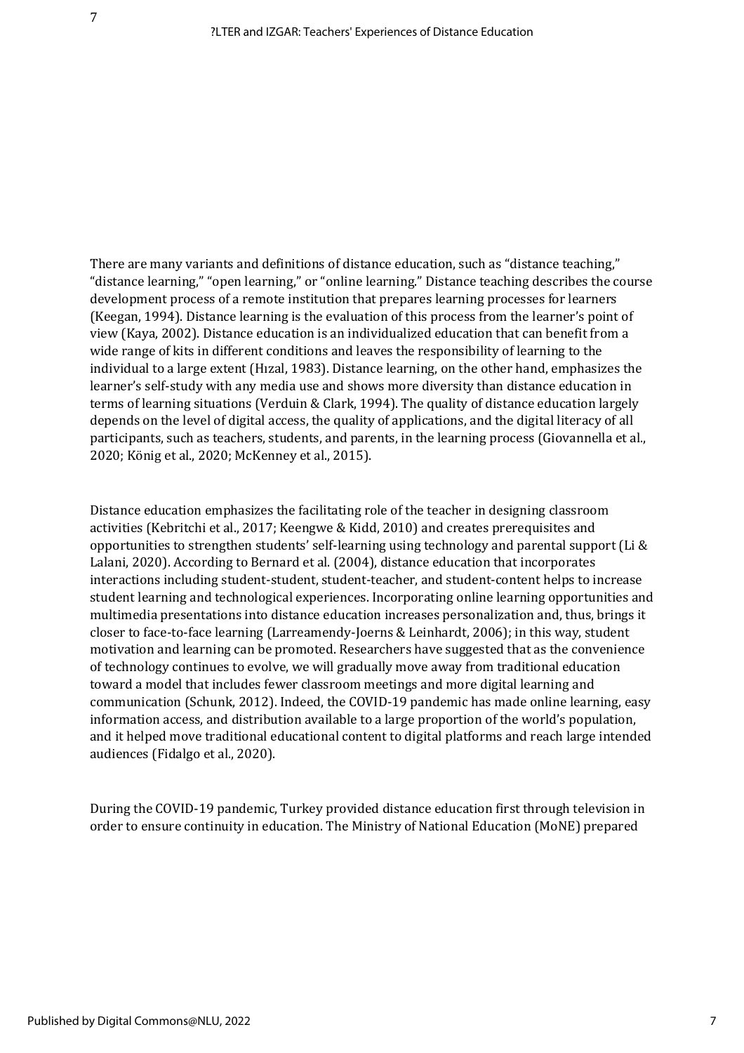There are many variants and definitions of distance education, such as "distance teaching," "distance learning," "open learning," or "online learning." Distance teaching describes the course development process of a remote institution that prepares learning processes for learners (Keegan, 1994). Distance learning is the evaluation of this process from the learner's point of view (Kaya, 2002). Distance education is an individualized education that can benefit from a wide range of kits in different conditions and leaves the responsibility of learning to the individual to a large extent (Hızal, 1983). Distance learning, on the other hand, emphasizes the learner's self-study with any media use and shows more diversity than distance education in terms of learning situations (Verduin & Clark, 1994). The quality of distance education largely depends on the level of digital access, the quality of applications, and the digital literacy of all participants, such as teachers, students, and parents, in the learning process (Giovannella et al., 2020; König et al., 2020; McKenney et al., 2015).

Distance education emphasizes the facilitating role of the teacher in designing classroom activities (Kebritchi et al., 2017; Keengwe & Kidd, 2010) and creates prerequisites and opportunities to strengthen students' self-learning using technology and parental support (Li & Lalani, 2020). According to Bernard et al. (2004), distance education that incorporates interactions including student-student, student-teacher, and student-content helps to increase student learning and technological experiences. Incorporating online learning opportunities and multimedia presentations into distance education increases personalization and, thus, brings it closer to face-to-face learning (Larreamendy-Joerns & Leinhardt, 2006); in this way, student motivation and learning can be promoted. Researchers have suggested that as the convenience of technology continues to evolve, we will gradually move away from traditional education toward a model that includes fewer classroom meetings and more digital learning and communication (Schunk, 2012). Indeed, the COVID-19 pandemic has made online learning, easy information access, and distribution available to a large proportion of the world's population, and it helped move traditional educational content to digital platforms and reach large intended audiences (Fidalgo et al., 2020).

During the COVID-19 pandemic, Turkey provided distance education first through television in order to ensure continuity in education. The Ministry of National Education (MoNE) prepared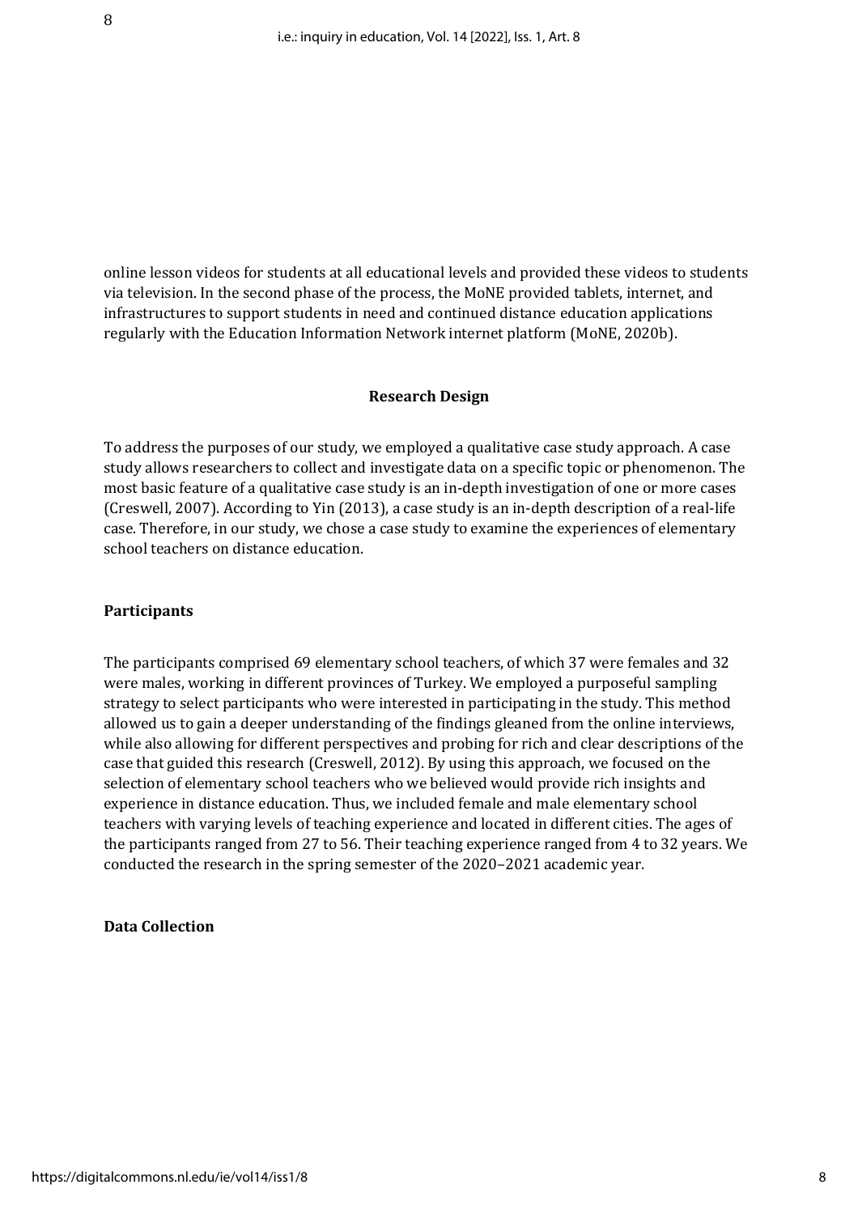online lesson videos for students at all educational levels and provided these videos to students via television. In the second phase of the process, the MoNE provided tablets, internet, and infrastructures to support students in need and continued distance education applications regularly with the Education Information Network internet platform (MoNE, 2020b).

## Research Design

To address the purposes of our study, we employed a qualitative case study approach. A case study allows researchers to collect and investigate data on a specific topic or phenomenon. The most basic feature of a qualitative case study is an in-depth investigation of one or more cases (Creswell, 2007). According to Yin (2013), a case study is an in-depth description of a real-life case. Therefore, in our study, we chose a case study to examine the experiences of elementary school teachers on distance education.

### Participants

The participants comprised 69 elementary school teachers, of which 37 were females and 32 were males, working in different provinces of Turkey. We employed a purposeful sampling strategy to select participants who were interested in participating in the study. This method allowed us to gain a deeper understanding of the findings gleaned from the online interviews, while also allowing for different perspectives and probing for rich and clear descriptions of the case that guided this research (Creswell, 2012). By using this approach, we focused on the selection of elementary school teachers who we believed would provide rich insights and experience in distance education. Thus, we included female and male elementary school teachers with varying levels of teaching experience and located in different cities. The ages of the participants ranged from 27 to 56. Their teaching experience ranged from 4 to 32 years. We conducted the research in the spring semester of the 2020–2021 academic year.

### Data Collection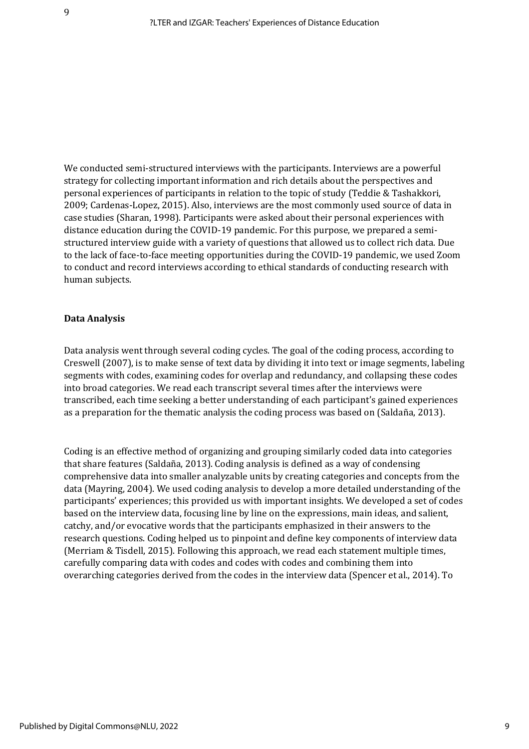We conducted semi-structured interviews with the participants. Interviews are a powerful strategy for collecting important information and rich details about the perspectives and personal experiences of participants in relation to the topic of study (Teddie & Tashakkori, 2009; Cardenas-Lopez, 2015). Also, interviews are the most commonly used source of data in case studies (Sharan, 1998). Participants were asked about their personal experiences with distance education during the COVID-19 pandemic. For this purpose, we prepared a semi-structured interview guide with a variety of questions that allowed us to collect rich data. Due to the lack of face-to-face meeting opportunities during the COVID-19 pandemic, we used Zoom to conduct and record interviews according to ethical standards of conducting research with human subjects.

**Data Analysis**

Data analysis went through several coding cycles. The goal of the coding process, according to Creswell (2007), is to make sense of text data by dividing it into text or image segments, labeling segments with codes, examining codes for overlap and redundancy, and collapsing these codes into broad categories. We read each transcript several times after the interviews were transcribed, each time seeking a better understanding of each participant's gained experiences as a preparation for the thematic analysis the coding process was based on (Saldaña, 2013).

Coding is an effective method of organizing and grouping similarly coded data into categories that share features (Saldaña, 2013). Coding analysis is defined as a way of condensing comprehensive data into smaller analyzable units by creating categories and concepts from the data (Mayring, 2004). We used coding analysis to develop a more detailed understanding of the participants' experiences; this provided us with important insights. We developed a set of codes based on the interview data, focusing line by line on the expressions, main ideas, and salient, catchy, and/or evocative words that the participants emphasized in their answers to the research questions. Coding helped us to pinpoint and define key components of interview data (Merriam & Tisdell, 2015). Following this approach, we read each statement multiple times, carefully comparing data with codes and codes with codes and combining them into overarching categories derived from the codes in the interview data (Spencer et al., 2014). To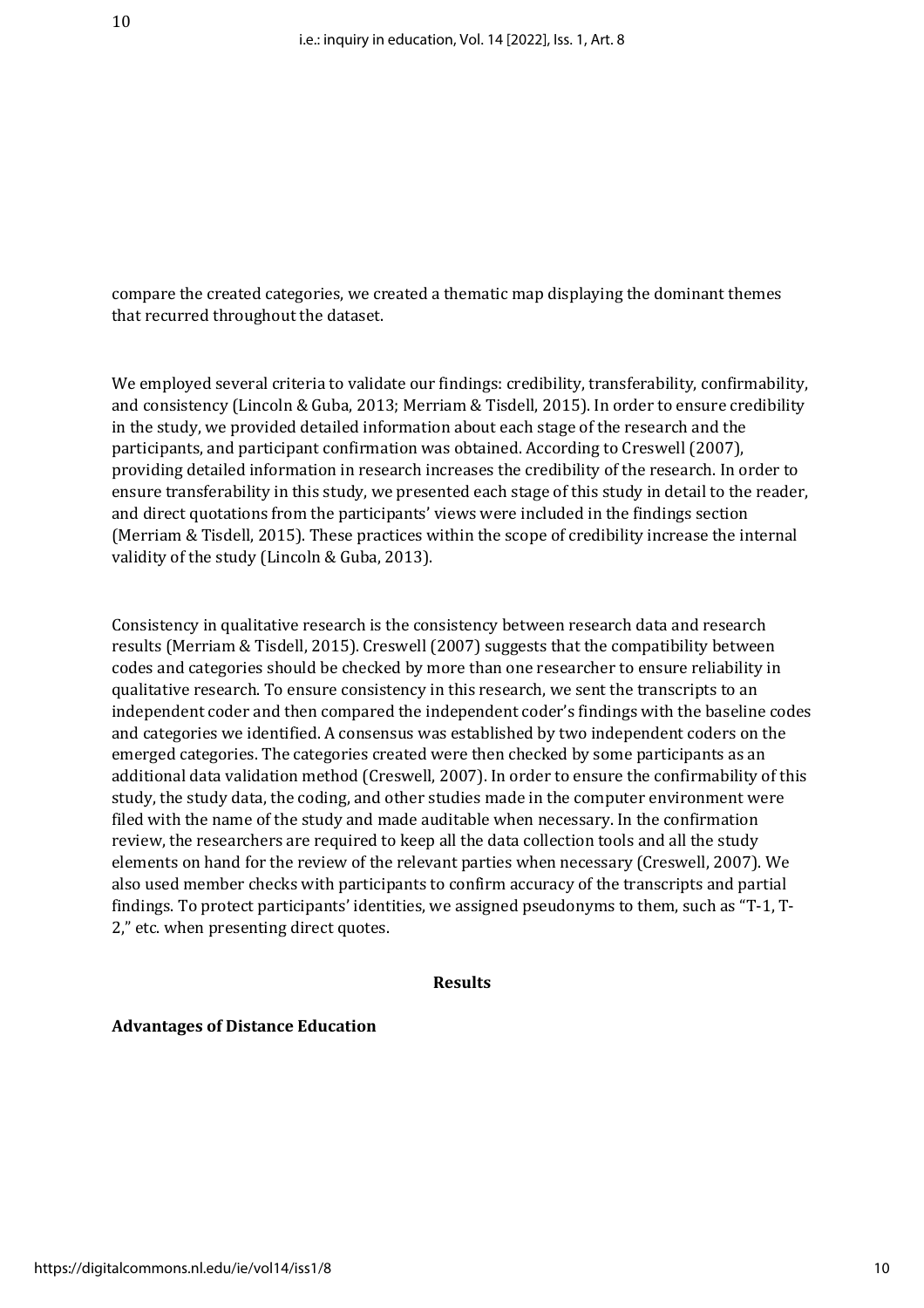compare the created categories, we created a thematic map displaying the dominant themes that recurred throughout the dataset.

We employed several criteria to validate our findings: credibility, transferability, confirmability, and consistency (Lincoln & Guba, 2013; Merriam & Tisdell, 2015). In order to ensure credibility in the study, we provided detailed information about each stage of the research and the participants, and participant confirmation was obtained. According to Creswell (2007), providing detailed information in research increases the credibility of the research. In order to ensure transferability in this study, we presented each stage of this study in detail to the reader, and direct quotations from the participants' views were included in the findings section (Merriam & Tisdell, 2015). These practices within the scope of credibility increase the internal validity of the study (Lincoln & Guba, 2013).

Consistency in qualitative research is the consistency between research data and research results (Merriam & Tisdell, 2015). Creswell (2007) suggests that the compatibility between codes and categories should be checked by more than one researcher to ensure reliability in qualitative research. To ensure consistency in this research, we sent the transcripts to an independent coder and then compared the independent coder's findings with the baseline codes and categories we identified. A consensus was established by two independent coders on the emerged categories. The categories created were then checked by some participants as an additional data validation method (Creswell, 2007). In order to ensure the confirmability of this study, the study data, the coding, and other studies made in the computer environment were filed with the name of the study and made auditable when necessary. In the confirmation review, the researchers are required to keep all the data collection tools and all the study elements on hand for the review of the relevant parties when necessary (Creswell, 2007). We also used member checks with participants to confirm accuracy of the transcripts and partial findings. To protect participants' identities, we assigned pseudonyms to them, such as "T-1, T-2," etc. when presenting direct quotes.

## Results

### Advantages of Distance Education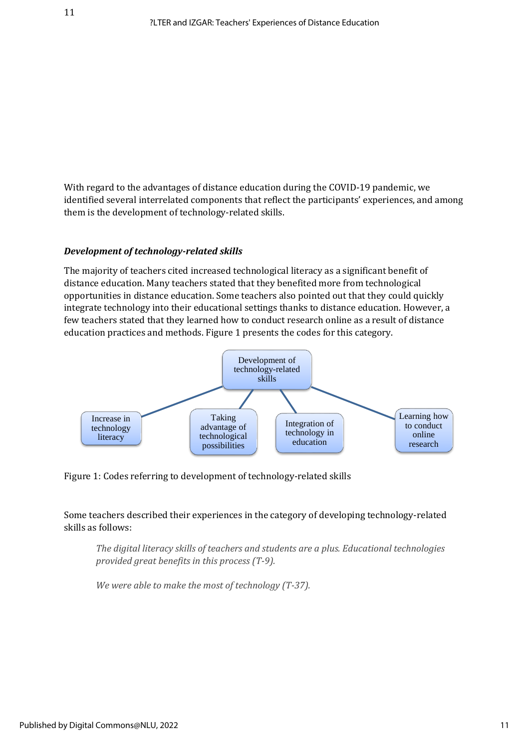With regard to the advantages of distance education during the COVID-19 pandemic, we identified several interrelated components that reflect the participants' experiences, and among them is the development of technology-related skills.

### *Development of technology-related skills*

The majority of teachers cited increased technological literacy as a significant benefit of distance education. Many teachers stated that they benefited more from technological opportunities in distance education. Some teachers also pointed out that they could quickly integrate technology into their educational settings thanks to distance education. However, a few teachers stated that they learned how to conduct research online as a result of distance education practices and methods. Figure 1 presents the codes for this category.

Development of technology-related skills

Increase in technology literacy | Taking advantage of technological possibilities | Integration of technology in education | Learning how to conduct online research

Figure 1: Codes referring to development of technology-related skills

Some teachers described their experiences in the category of developing technology-related skills as follows:

> *The digital literacy skills of teachers and students are a plus. Educational technologies provided great benefits in this process (T-9).*
>
> *We were able to make the most of technology (T-37).*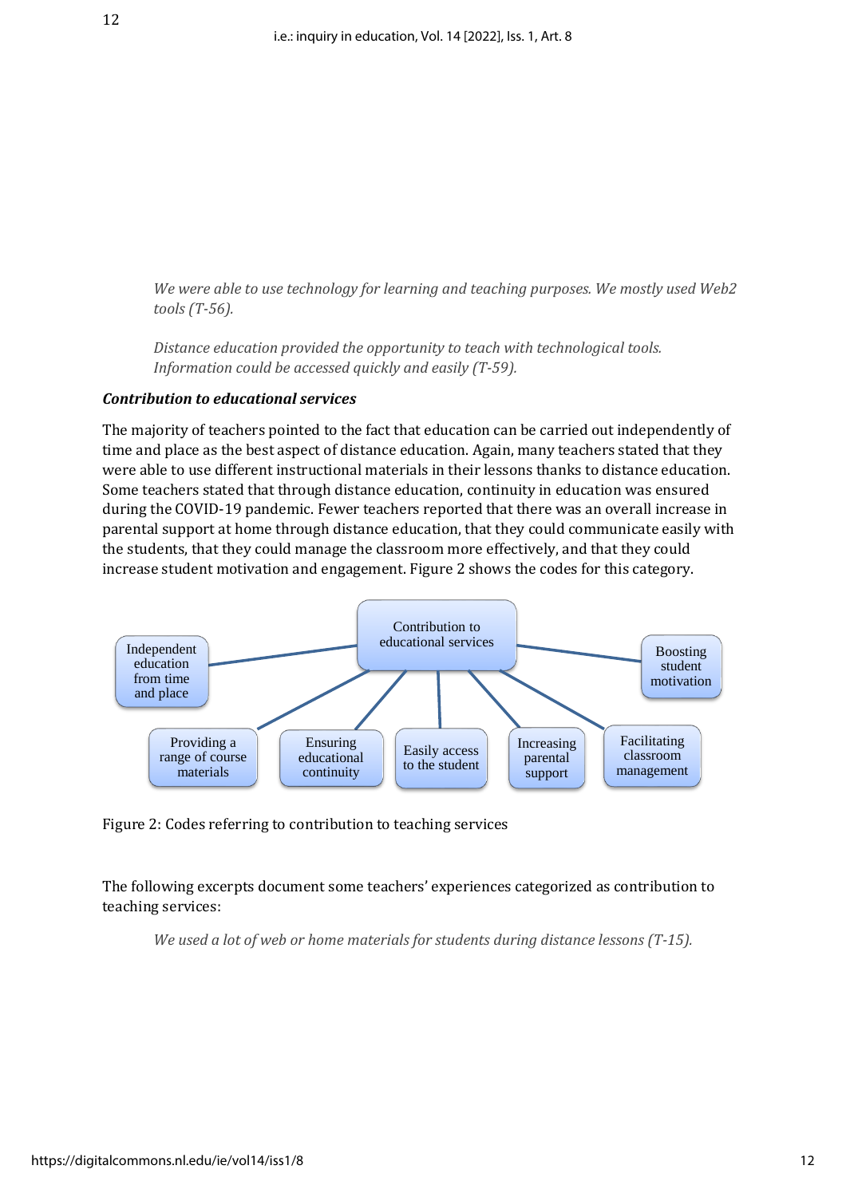> *We were able to use technology for learning and teaching purposes. We mostly used Web2 tools (T-56).*

> *Distance education provided the opportunity to teach with technological tools. Information could be accessed quickly and easily (T-59).*

***Contribution to educational services***

The majority of teachers pointed to the fact that education can be carried out independently of time and place as the best aspect of distance education. Again, many teachers stated that they were able to use different instructional materials in their lessons thanks to distance education. Some teachers stated that through distance education, continuity in education was ensured during the COVID-19 pandemic. Fewer teachers reported that there was an overall increase in parental support at home through distance education, that they could communicate easily with the students, that they could manage the classroom more effectively, and that they could increase student motivation and engagement. Figure 2 shows the codes for this category.

- Contribution to educational services
  - Independent education from time and place
  - Providing a range of course materials
  - Ensuring educational continuity
  - Easily access to the student
  - Increasing parental support
  - Facilitating classroom management
  - Boosting student motivation

Figure 2: Codes referring to contribution to teaching services

The following excerpts document some teachers' experiences categorized as contribution to teaching services:

> *We used a lot of web or home materials for students during distance lessons (T-15).*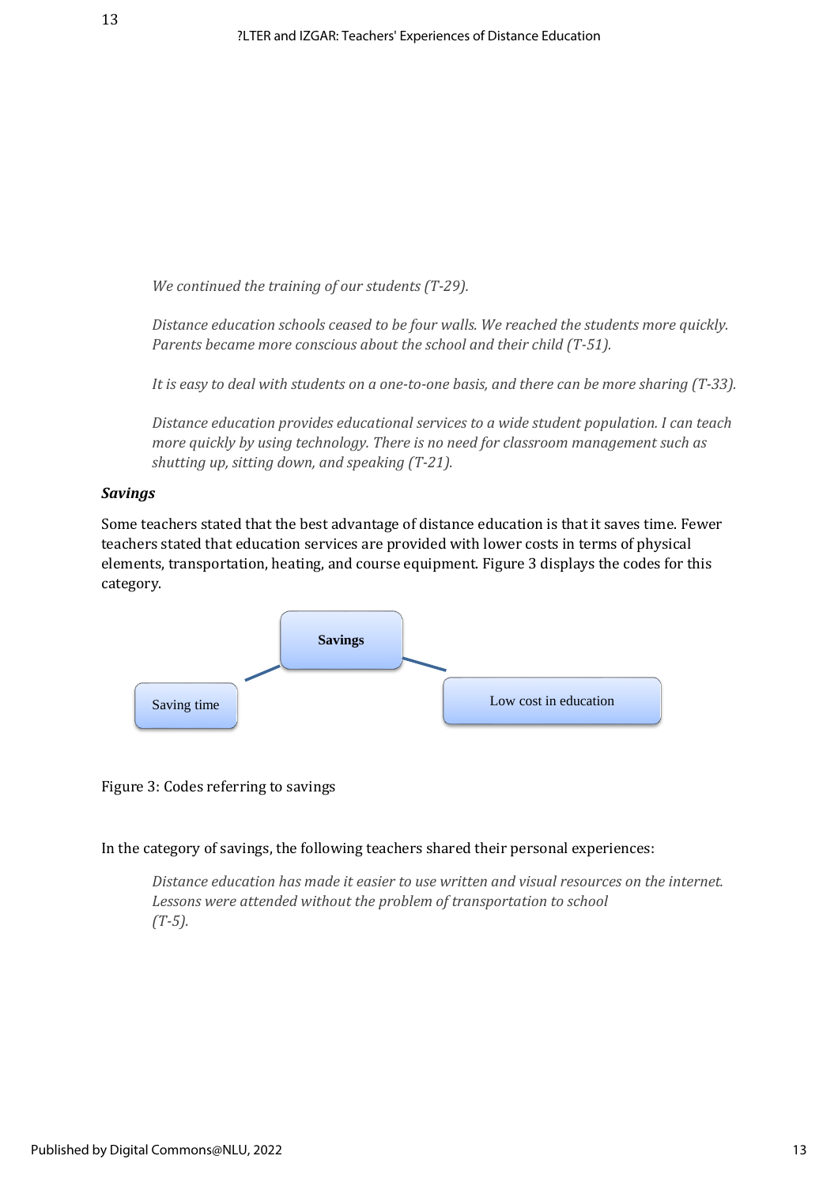*We continued the training of our students (T-29).*

*Distance education schools ceased to be four walls. We reached the students more quickly. Parents became more conscious about the school and their child (T-51).*

*It is easy to deal with students on a one-to-one basis, and there can be more sharing (T-33).*

*Distance education provides educational services to a wide student population. I can teach more quickly by using technology. There is no need for classroom management such as shutting up, sitting down, and speaking (T-21).*

***Savings***

Some teachers stated that the best advantage of distance education is that it saves time. Fewer teachers stated that education services are provided with lower costs in terms of physical elements, transportation, heating, and course equipment. Figure 3 displays the codes for this category.

**Savings**

Saving time

Low cost in education

Figure 3: Codes referring to savings

In the category of savings, the following teachers shared their personal experiences:

*Distance education has made it easier to use written and visual resources on the internet. Lessons were attended without the problem of transportation to school (T-5).*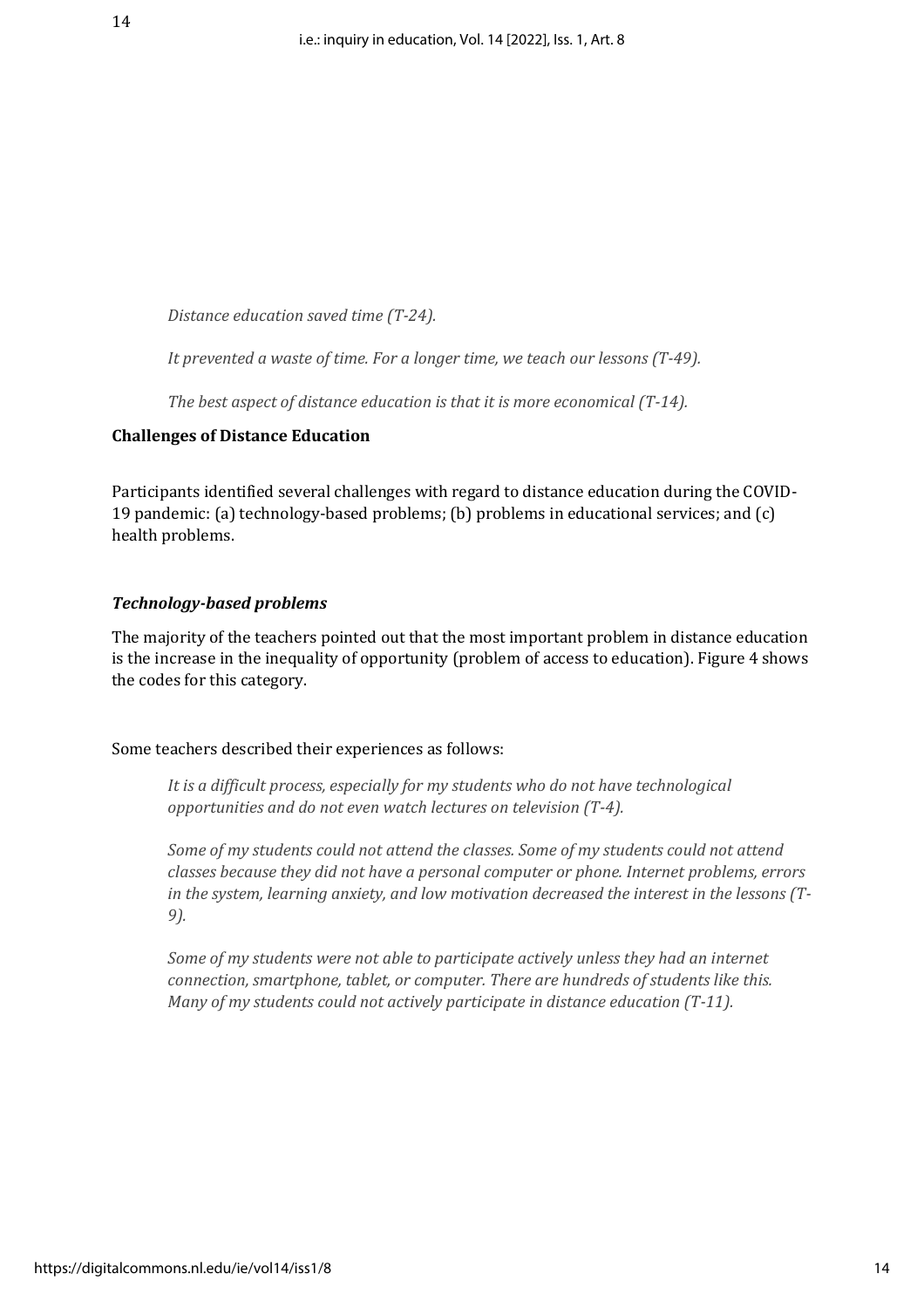*Distance education saved time (T-24).*

*It prevented a waste of time. For a longer time, we teach our lessons (T-49).*

*The best aspect of distance education is that it is more economical (T-14).*

### Challenges of Distance Education

Participants identified several challenges with regard to distance education during the COVID-19 pandemic: (a) technology-based problems; (b) problems in educational services; and (c) health problems.

#### *Technology-based problems*

The majority of the teachers pointed out that the most important problem in distance education is the increase in the inequality of opportunity (problem of access to education). Figure 4 shows the codes for this category.

Some teachers described their experiences as follows:

*It is a difficult process, especially for my students who do not have technological opportunities and do not even watch lectures on television (T-4).*

*Some of my students could not attend the classes. Some of my students could not attend classes because they did not have a personal computer or phone. Internet problems, errors in the system, learning anxiety, and low motivation decreased the interest in the lessons (T-9).*

*Some of my students were not able to participate actively unless they had an internet connection, smartphone, tablet, or computer. There are hundreds of students like this. Many of my students could not actively participate in distance education (T-11).*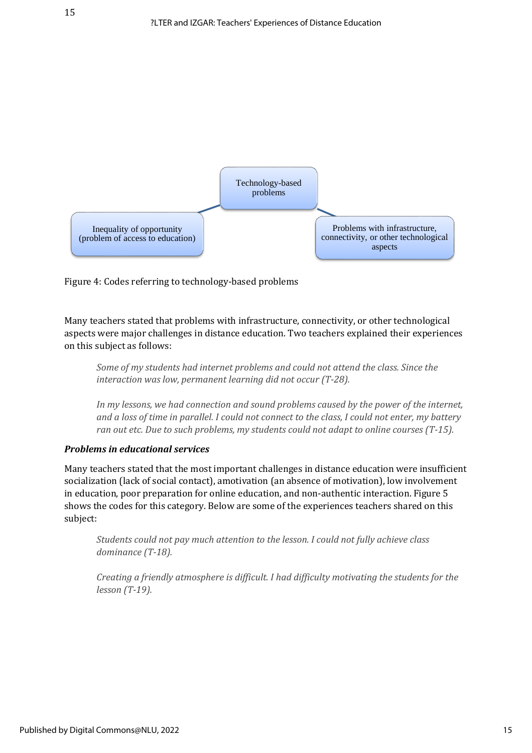Technology-based problems

Inequality of opportunity (problem of access to education)

Problems with infrastructure, connectivity, or other technological aspects

Figure 4: Codes referring to technology-based problems

Many teachers stated that problems with infrastructure, connectivity, or other technological aspects were major challenges in distance education. Two teachers explained their experiences on this subject as follows:

> *Some of my students had internet problems and could not attend the class. Since the interaction was low, permanent learning did not occur (T-28).*

> *In my lessons, we had connection and sound problems caused by the power of the internet, and a loss of time in parallel. I could not connect to the class, I could not enter, my battery ran out etc. Due to such problems, my students could not adapt to online courses (T-15).*

***Problems in educational services***

Many teachers stated that the most important challenges in distance education were insufficient socialization (lack of social contact), amotivation (an absence of motivation), low involvement in education, poor preparation for online education, and non-authentic interaction. Figure 5 shows the codes for this category. Below are some of the experiences teachers shared on this subject:

> *Students could not pay much attention to the lesson. I could not fully achieve class dominance (T-18).*

> *Creating a friendly atmosphere is difficult. I had difficulty motivating the students for the lesson (T-19).*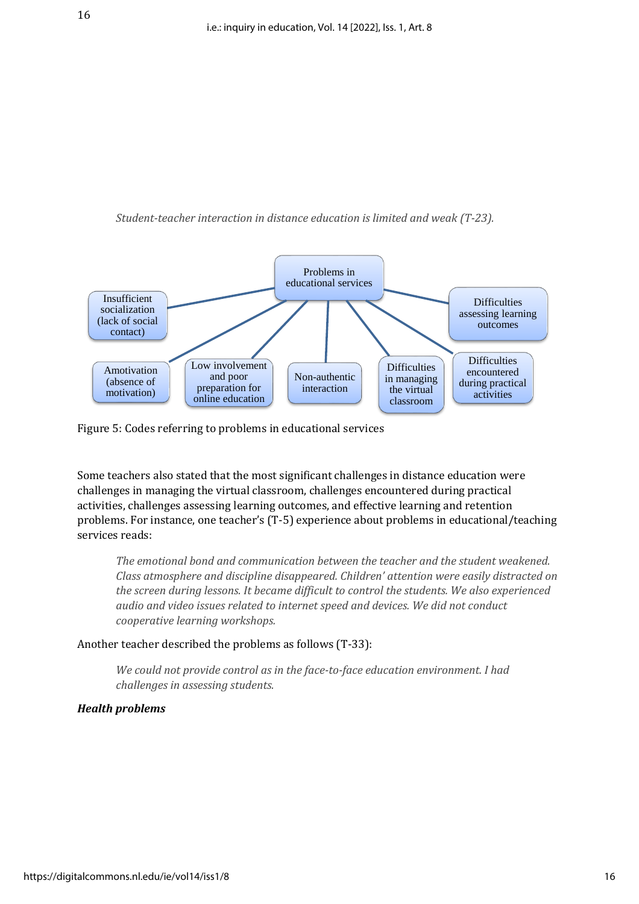*Student-teacher interaction in distance education is limited and weak (T-23).*

Problems in educational services

Insufficient socialization (lack of social contact)

Difficulties assessing learning outcomes

Amotivation (absence of motivation)

Low involvement and poor preparation for online education

Non-authentic interaction

Difficulties in managing the virtual classroom

Difficulties encountered during practical activities

Figure 5: Codes referring to problems in educational services

Some teachers also stated that the most significant challenges in distance education were challenges in managing the virtual classroom, challenges encountered during practical activities, challenges assessing learning outcomes, and effective learning and retention problems. For instance, one teacher's (T-5) experience about problems in educational/teaching services reads:

> *The emotional bond and communication between the teacher and the student weakened. Class atmosphere and discipline disappeared. Children' attention were easily distracted on the screen during lessons. It became difficult to control the students. We also experienced audio and video issues related to internet speed and devices. We did not conduct cooperative learning workshops.*

Another teacher described the problems as follows (T-33):

> *We could not provide control as in the face-to-face education environment. I had challenges in assessing students.*

***Health problems***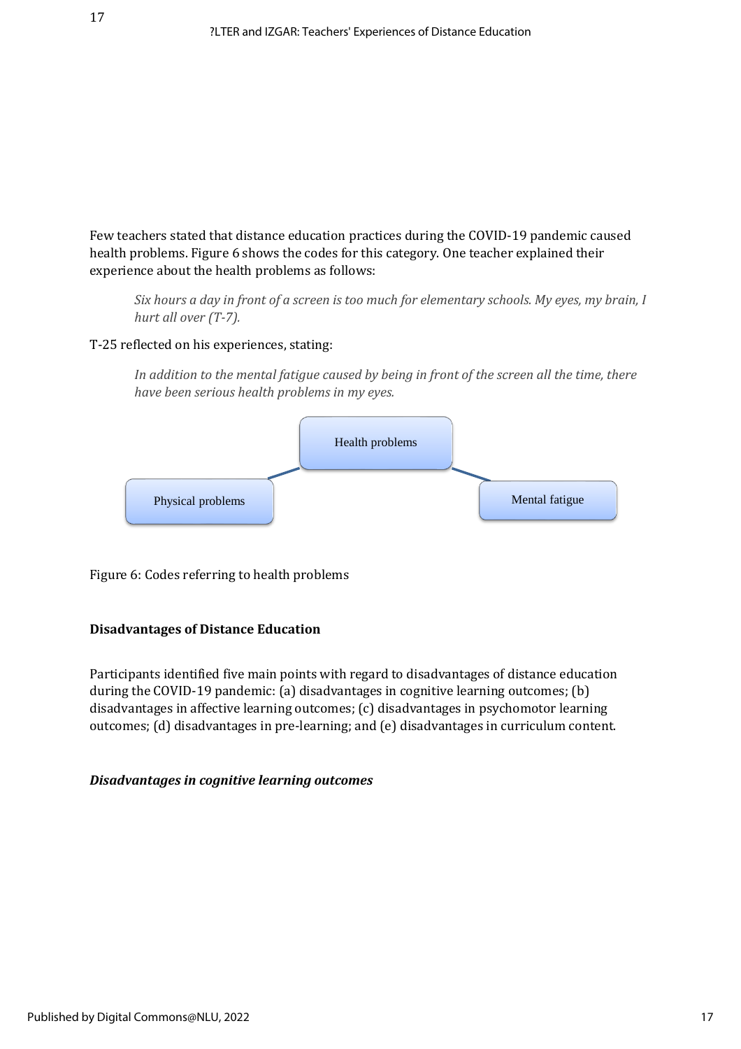Few teachers stated that distance education practices during the COVID-19 pandemic caused health problems. Figure 6 shows the codes for this category. One teacher explained their experience about the health problems as follows:

> *Six hours a day in front of a screen is too much for elementary schools. My eyes, my brain, I hurt all over (T-7).*

T-25 reflected on his experiences, stating:

> *In addition to the mental fatigue caused by being in front of the screen all the time, there have been serious health problems in my eyes.*

Health problems

Physical problems

Mental fatigue

Figure 6: Codes referring to health problems

**Disadvantages of Distance Education**

Participants identified five main points with regard to disadvantages of distance education during the COVID-19 pandemic: (a) disadvantages in cognitive learning outcomes; (b) disadvantages in affective learning outcomes; (c) disadvantages in psychomotor learning outcomes; (d) disadvantages in pre-learning; and (e) disadvantages in curriculum content.

***Disadvantages in cognitive learning outcomes***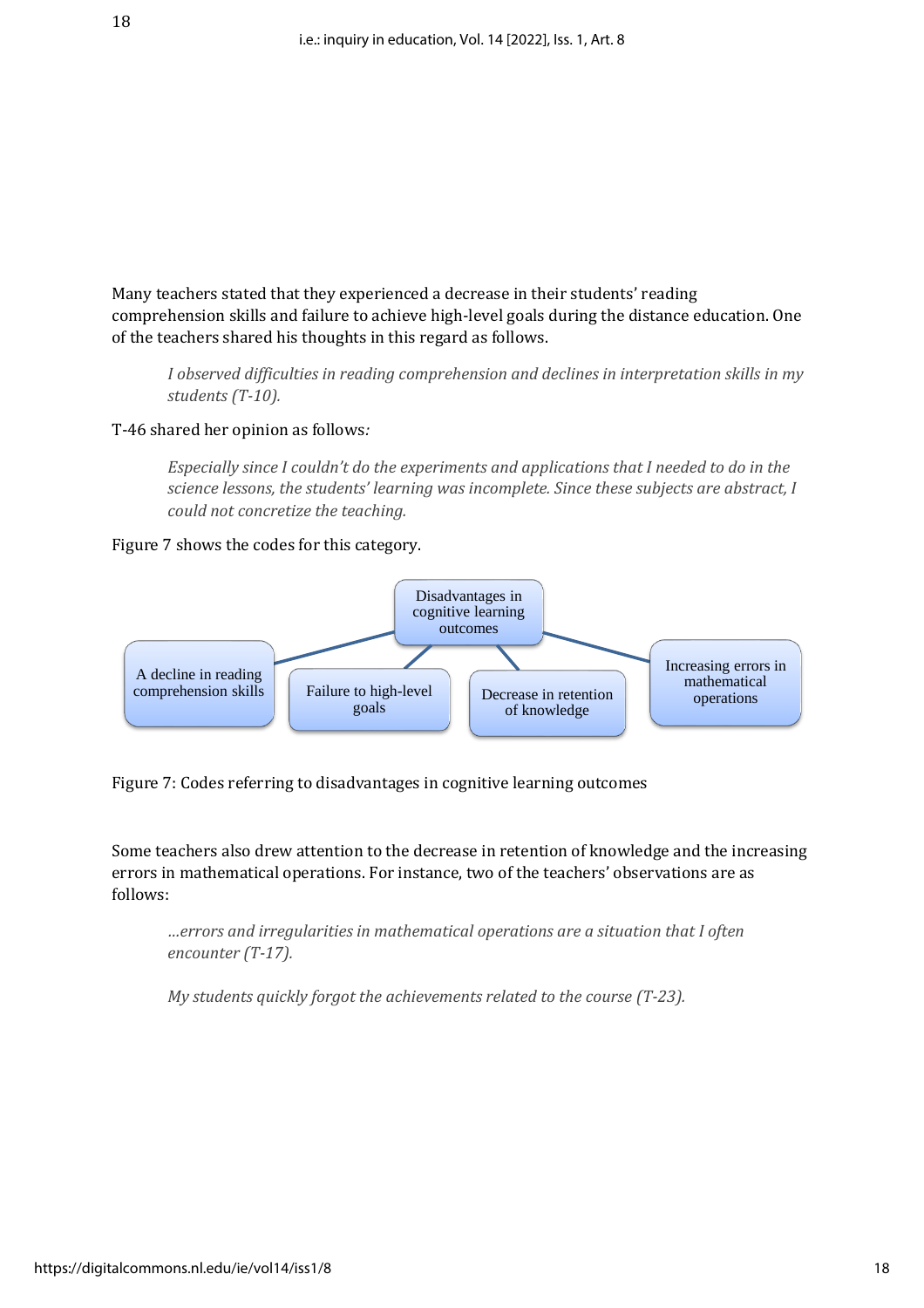Many teachers stated that they experienced a decrease in their students' reading comprehension skills and failure to achieve high-level goals during the distance education. One of the teachers shared his thoughts in this regard as follows.

> *I observed difficulties in reading comprehension and declines in interpretation skills in my students (T-10).*

T-46 shared her opinion as follows*:*

> *Especially since I couldn't do the experiments and applications that I needed to do in the science lessons, the students' learning was incomplete. Since these subjects are abstract, I could not concretize the teaching.*

Figure 7 shows the codes for this category.

Disadvantages in cognitive learning outcomes

- A decline in reading comprehension skills
- Failure to high-level goals
- Decrease in retention of knowledge
- Increasing errors in mathematical operations

Figure 7: Codes referring to disadvantages in cognitive learning outcomes

Some teachers also drew attention to the decrease in retention of knowledge and the increasing errors in mathematical operations. For instance, two of the teachers' observations are as follows:

> *...errors and irregularities in mathematical operations are a situation that I often encounter (T-17).*

> *My students quickly forgot the achievements related to the course (T-23).*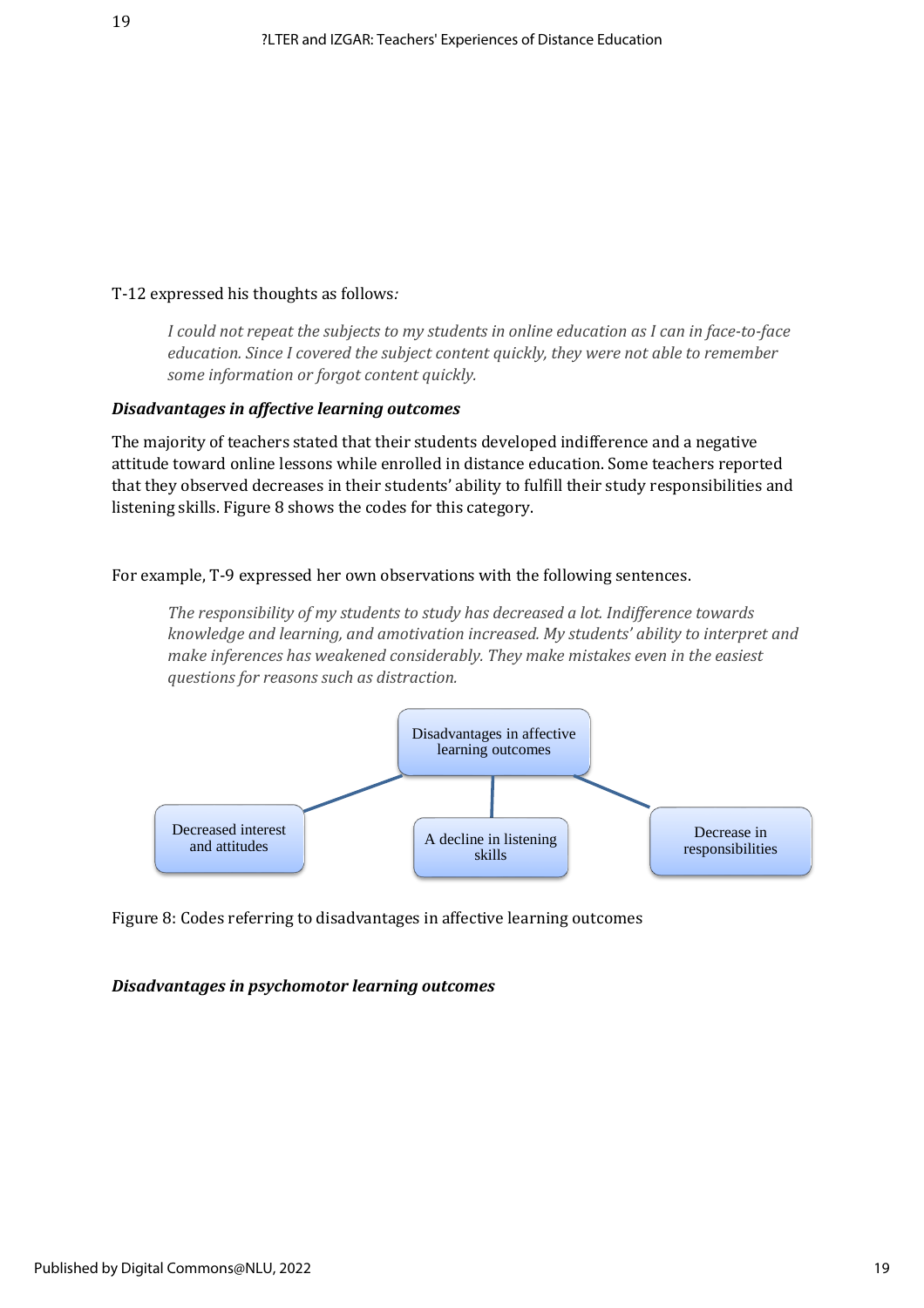T-12 expressed his thoughts as follows*:*

> *I could not repeat the subjects to my students in online education as I can in face-to-face education. Since I covered the subject content quickly, they were not able to remember some information or forgot content quickly.*

***Disadvantages in affective learning outcomes***

The majority of teachers stated that their students developed indifference and a negative attitude toward online lessons while enrolled in distance education. Some teachers reported that they observed decreases in their students' ability to fulfill their study responsibilities and listening skills. Figure 8 shows the codes for this category.

For example, T-9 expressed her own observations with the following sentences.

> *The responsibility of my students to study has decreased a lot. Indifference towards knowledge and learning, and amotivation increased. My students' ability to interpret and make inferences has weakened considerably. They make mistakes even in the easiest questions for reasons such as distraction.*

Disadvantages in affective learning outcomes

- Decreased interest and attitudes
- A decline in listening skills
- Decrease in responsibilities

Figure 8: Codes referring to disadvantages in affective learning outcomes

***Disadvantages in psychomotor learning outcomes***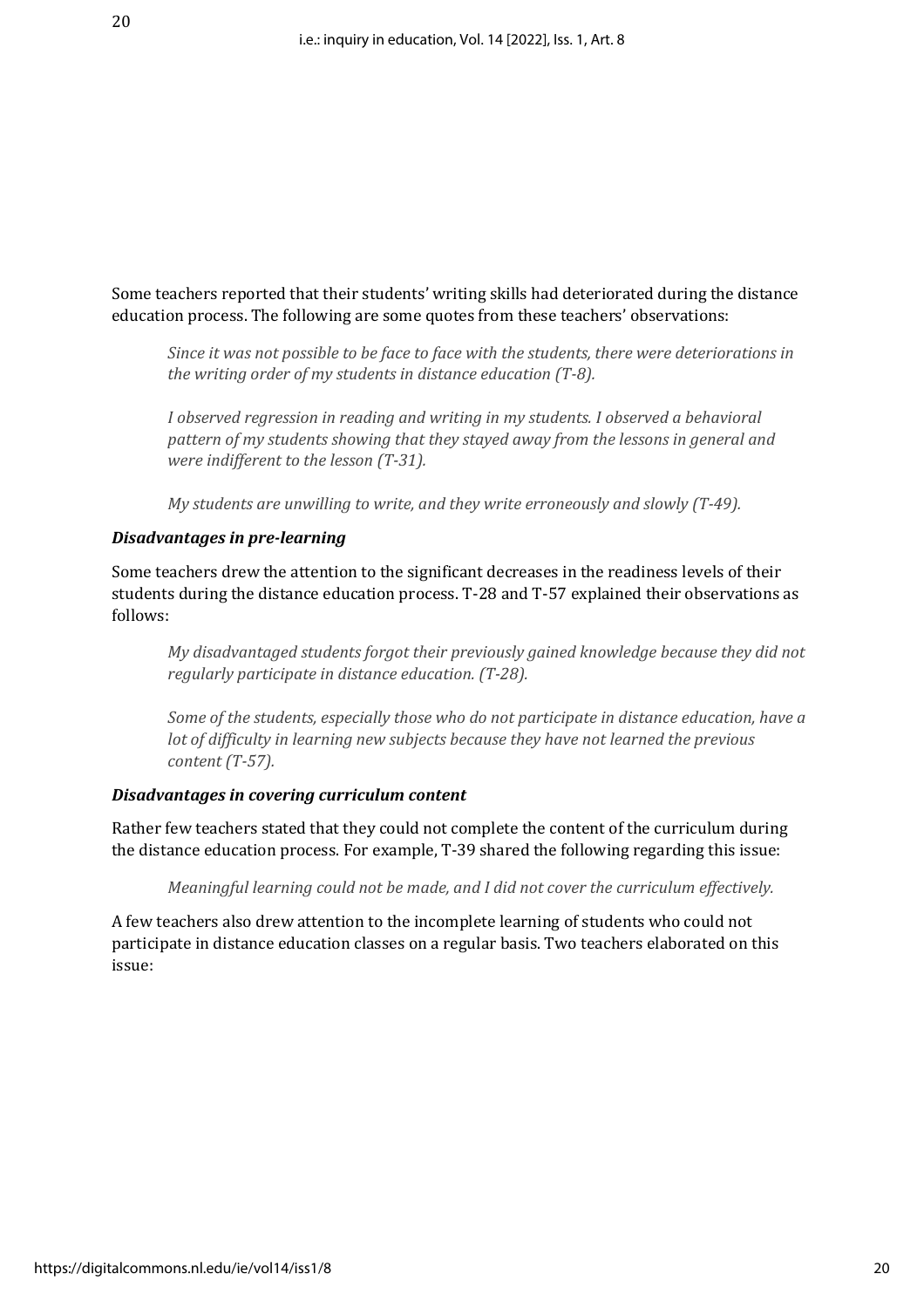Some teachers reported that their students' writing skills had deteriorated during the distance education process. The following are some quotes from these teachers' observations:

> *Since it was not possible to be face to face with the students, there were deteriorations in the writing order of my students in distance education (T-8).*
>
> *I observed regression in reading and writing in my students. I observed a behavioral pattern of my students showing that they stayed away from the lessons in general and were indifferent to the lesson (T-31).*
>
> *My students are unwilling to write, and they write erroneously and slowly (T-49).*

### *Disadvantages in pre-learning*

Some teachers drew the attention to the significant decreases in the readiness levels of their students during the distance education process. T-28 and T-57 explained their observations as follows:

> *My disadvantaged students forgot their previously gained knowledge because they did not regularly participate in distance education. (T-28).*
>
> *Some of the students, especially those who do not participate in distance education, have a lot of difficulty in learning new subjects because they have not learned the previous content (T-57).*

### *Disadvantages in covering curriculum content*

Rather few teachers stated that they could not complete the content of the curriculum during the distance education process. For example, T-39 shared the following regarding this issue:

> *Meaningful learning could not be made, and I did not cover the curriculum effectively.*

A few teachers also drew attention to the incomplete learning of students who could not participate in distance education classes on a regular basis. Two teachers elaborated on this issue: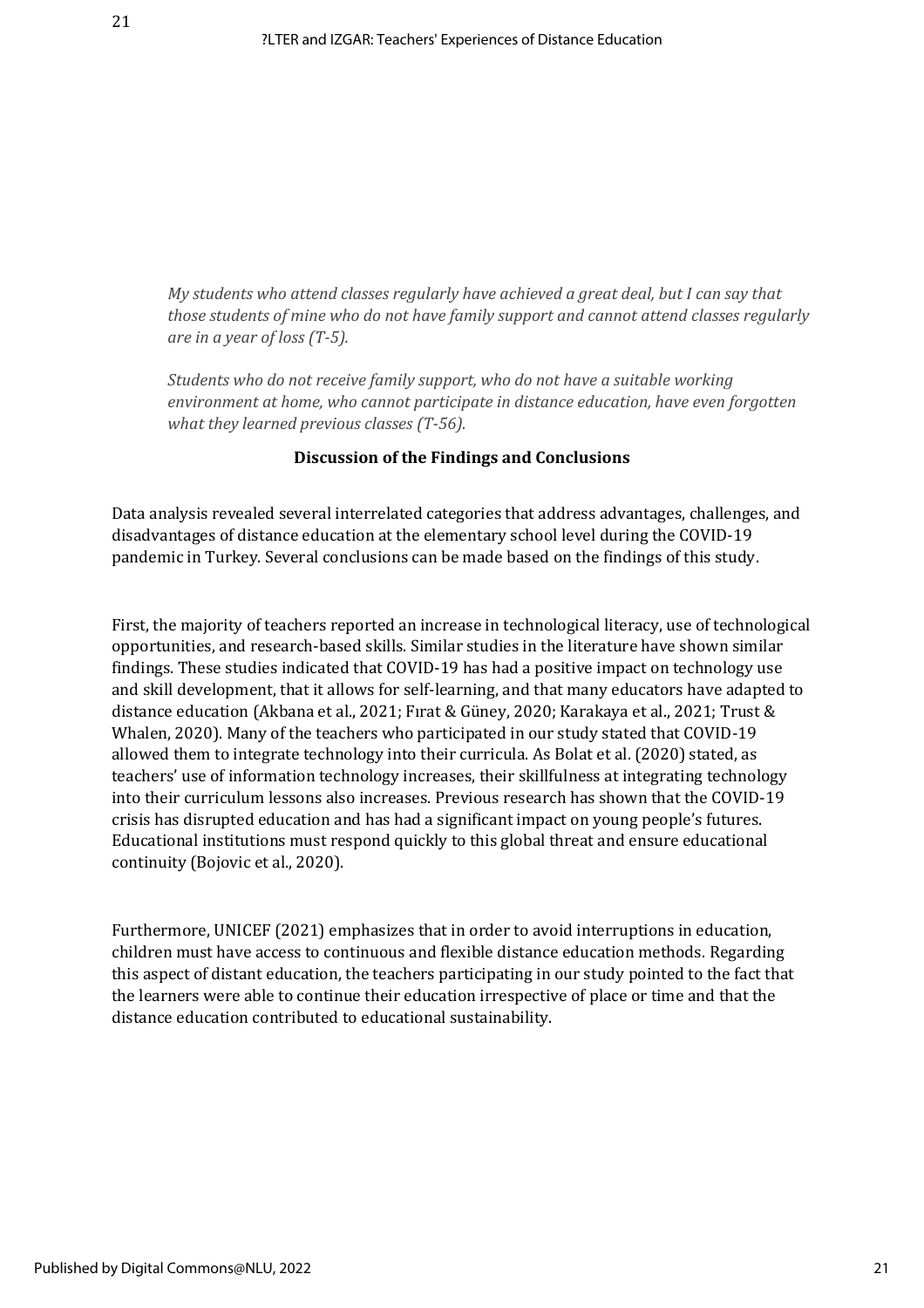*My students who attend classes regularly have achieved a great deal, but I can say that those students of mine who do not have family support and cannot attend classes regularly are in a year of loss (T-5).*

*Students who do not receive family support, who do not have a suitable working environment at home, who cannot participate in distance education, have even forgotten what they learned previous classes (T-56).*

## Discussion of the Findings and Conclusions

Data analysis revealed several interrelated categories that address advantages, challenges, and disadvantages of distance education at the elementary school level during the COVID-19 pandemic in Turkey. Several conclusions can be made based on the findings of this study.

First, the majority of teachers reported an increase in technological literacy, use of technological opportunities, and research-based skills. Similar studies in the literature have shown similar findings. These studies indicated that COVID-19 has had a positive impact on technology use and skill development, that it allows for self-learning, and that many educators have adapted to distance education (Akbana et al., 2021; Fırat & Güney, 2020; Karakaya et al., 2021; Trust & Whalen, 2020). Many of the teachers who participated in our study stated that COVID-19 allowed them to integrate technology into their curricula. As Bolat et al. (2020) stated, as teachers' use of information technology increases, their skillfulness at integrating technology into their curriculum lessons also increases. Previous research has shown that the COVID-19 crisis has disrupted education and has had a significant impact on young people's futures. Educational institutions must respond quickly to this global threat and ensure educational continuity (Bojovic et al., 2020).

Furthermore, UNICEF (2021) emphasizes that in order to avoid interruptions in education, children must have access to continuous and flexible distance education methods. Regarding this aspect of distant education, the teachers participating in our study pointed to the fact that the learners were able to continue their education irrespective of place or time and that the distance education contributed to educational sustainability.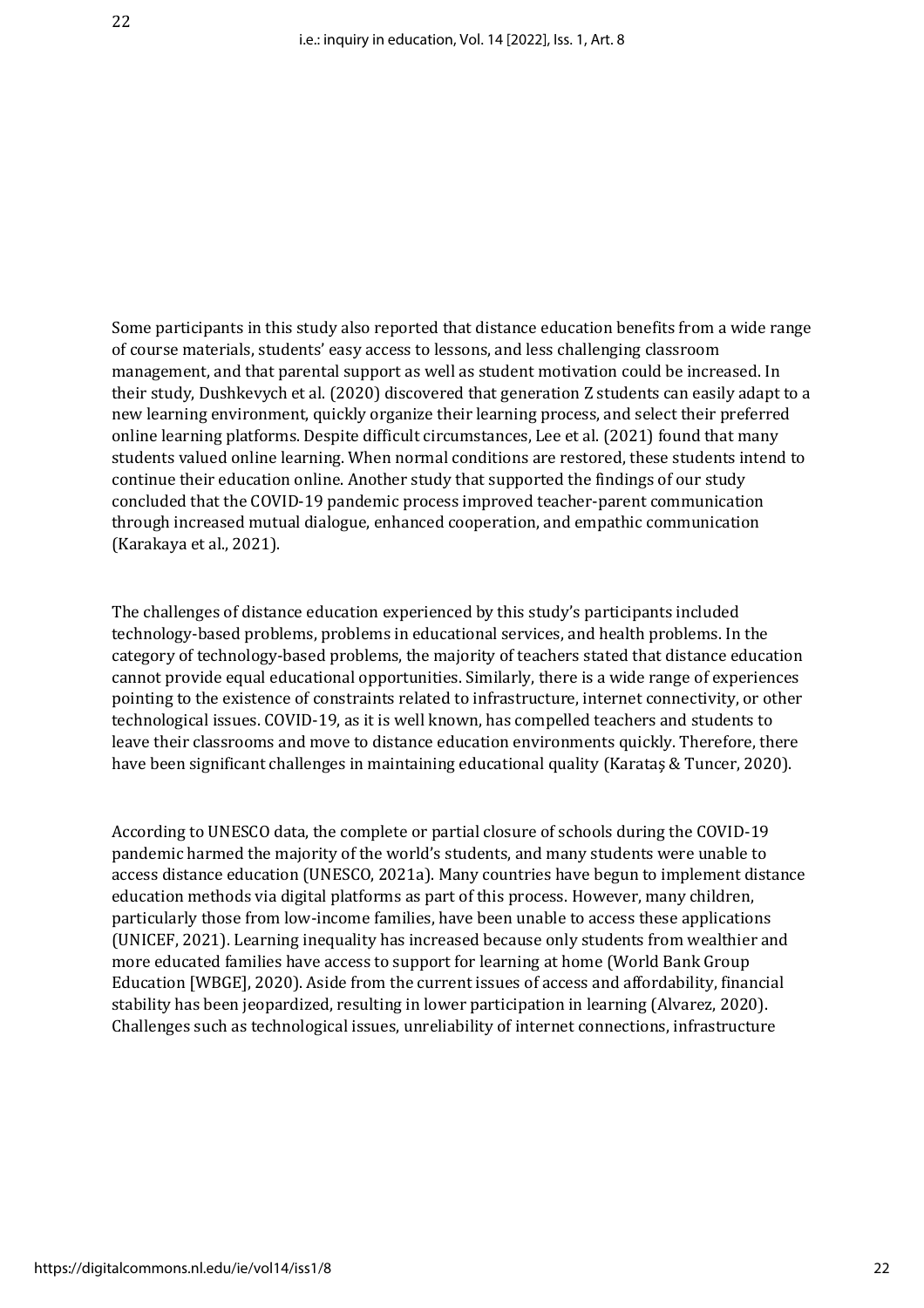Some participants in this study also reported that distance education benefits from a wide range of course materials, students' easy access to lessons, and less challenging classroom management, and that parental support as well as student motivation could be increased. In their study, Dushkevych et al. (2020) discovered that generation Z students can easily adapt to a new learning environment, quickly organize their learning process, and select their preferred online learning platforms. Despite difficult circumstances, Lee et al. (2021) found that many students valued online learning. When normal conditions are restored, these students intend to continue their education online. Another study that supported the findings of our study concluded that the COVID-19 pandemic process improved teacher-parent communication through increased mutual dialogue, enhanced cooperation, and empathic communication (Karakaya et al., 2021).

The challenges of distance education experienced by this study's participants included technology-based problems, problems in educational services, and health problems. In the category of technology-based problems, the majority of teachers stated that distance education cannot provide equal educational opportunities. Similarly, there is a wide range of experiences pointing to the existence of constraints related to infrastructure, internet connectivity, or other technological issues. COVID-19, as it is well known, has compelled teachers and students to leave their classrooms and move to distance education environments quickly. Therefore, there have been significant challenges in maintaining educational quality (Karataş & Tuncer, 2020).

According to UNESCO data, the complete or partial closure of schools during the COVID-19 pandemic harmed the majority of the world's students, and many students were unable to access distance education (UNESCO, 2021a). Many countries have begun to implement distance education methods via digital platforms as part of this process. However, many children, particularly those from low-income families, have been unable to access these applications (UNICEF, 2021). Learning inequality has increased because only students from wealthier and more educated families have access to support for learning at home (World Bank Group Education [WBGE], 2020). Aside from the current issues of access and affordability, financial stability has been jeopardized, resulting in lower participation in learning (Alvarez, 2020). Challenges such as technological issues, unreliability of internet connections, infrastructure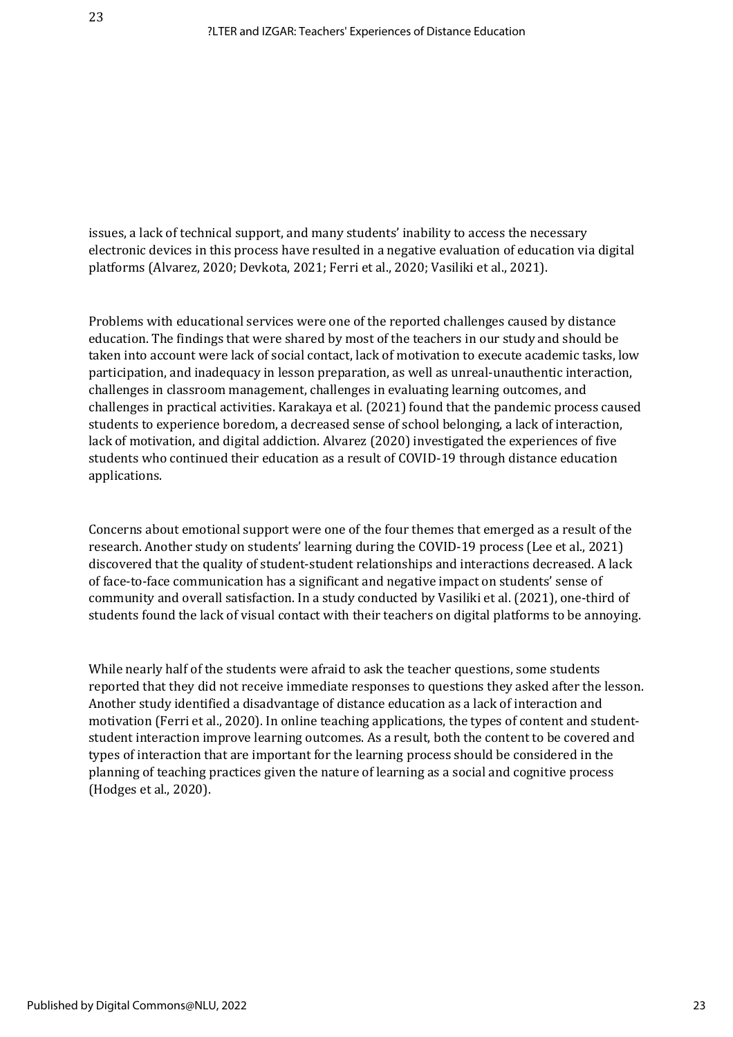issues, a lack of technical support, and many students' inability to access the necessary electronic devices in this process have resulted in a negative evaluation of education via digital platforms (Alvarez, 2020; Devkota, 2021; Ferri et al., 2020; Vasiliki et al., 2021).

Problems with educational services were one of the reported challenges caused by distance education. The findings that were shared by most of the teachers in our study and should be taken into account were lack of social contact, lack of motivation to execute academic tasks, low participation, and inadequacy in lesson preparation, as well as unreal-unauthentic interaction, challenges in classroom management, challenges in evaluating learning outcomes, and challenges in practical activities. Karakaya et al. (2021) found that the pandemic process caused students to experience boredom, a decreased sense of school belonging, a lack of interaction, lack of motivation, and digital addiction. Alvarez (2020) investigated the experiences of five students who continued their education as a result of COVID-19 through distance education applications.

Concerns about emotional support were one of the four themes that emerged as a result of the research. Another study on students' learning during the COVID-19 process (Lee et al., 2021) discovered that the quality of student-student relationships and interactions decreased. A lack of face-to-face communication has a significant and negative impact on students' sense of community and overall satisfaction. In a study conducted by Vasiliki et al. (2021), one-third of students found the lack of visual contact with their teachers on digital platforms to be annoying.

While nearly half of the students were afraid to ask the teacher questions, some students reported that they did not receive immediate responses to questions they asked after the lesson. Another study identified a disadvantage of distance education as a lack of interaction and motivation (Ferri et al., 2020). In online teaching applications, the types of content and student-student interaction improve learning outcomes. As a result, both the content to be covered and types of interaction that are important for the learning process should be considered in the planning of teaching practices given the nature of learning as a social and cognitive process (Hodges et al., 2020).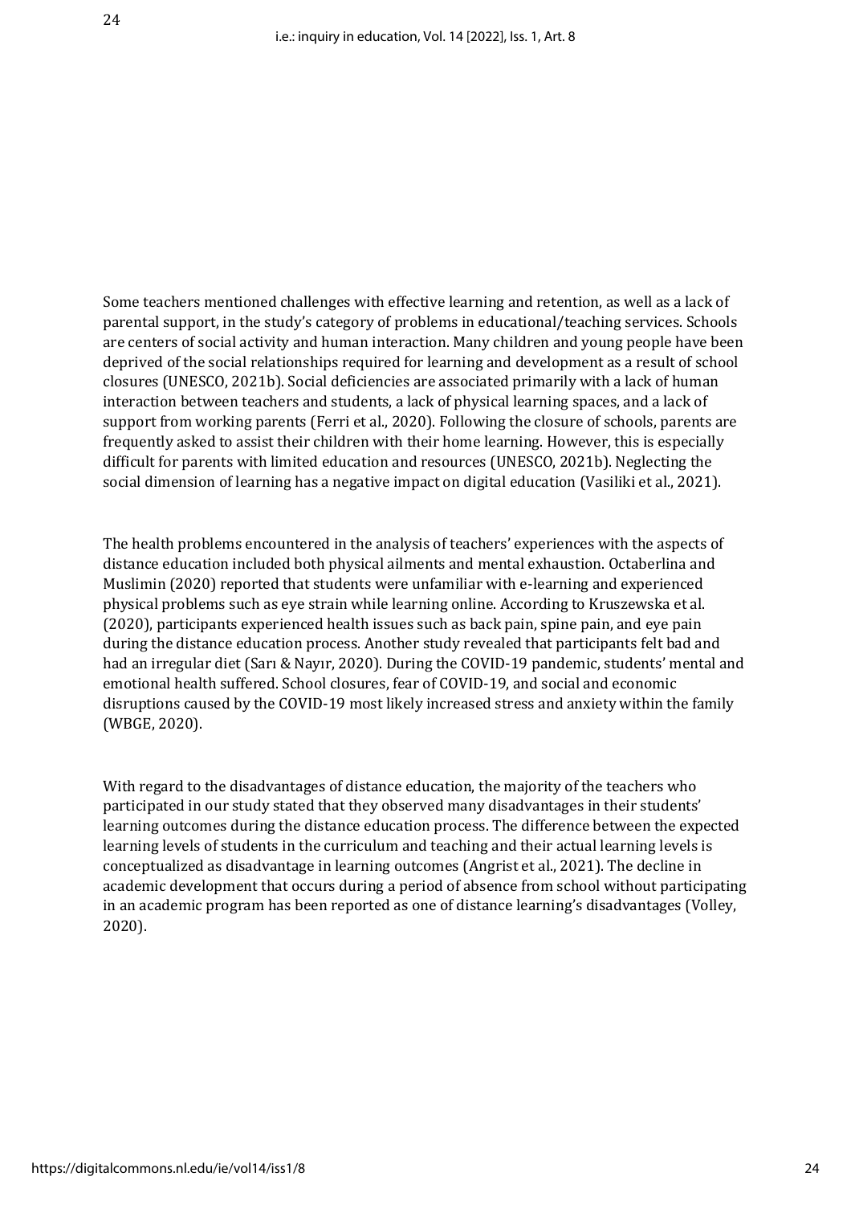Some teachers mentioned challenges with effective learning and retention, as well as a lack of parental support, in the study's category of problems in educational/teaching services. Schools are centers of social activity and human interaction. Many children and young people have been deprived of the social relationships required for learning and development as a result of school closures (UNESCO, 2021b). Social deficiencies are associated primarily with a lack of human interaction between teachers and students, a lack of physical learning spaces, and a lack of support from working parents (Ferri et al., 2020). Following the closure of schools, parents are frequently asked to assist their children with their home learning. However, this is especially difficult for parents with limited education and resources (UNESCO, 2021b). Neglecting the social dimension of learning has a negative impact on digital education (Vasiliki et al., 2021).

The health problems encountered in the analysis of teachers' experiences with the aspects of distance education included both physical ailments and mental exhaustion. Octaberlina and Muslimin (2020) reported that students were unfamiliar with e-learning and experienced physical problems such as eye strain while learning online. According to Kruszewska et al. (2020), participants experienced health issues such as back pain, spine pain, and eye pain during the distance education process. Another study revealed that participants felt bad and had an irregular diet (Sarı & Nayır, 2020). During the COVID-19 pandemic, students' mental and emotional health suffered. School closures, fear of COVID-19, and social and economic disruptions caused by the COVID-19 most likely increased stress and anxiety within the family (WBGE, 2020).

With regard to the disadvantages of distance education, the majority of the teachers who participated in our study stated that they observed many disadvantages in their students' learning outcomes during the distance education process. The difference between the expected learning levels of students in the curriculum and teaching and their actual learning levels is conceptualized as disadvantage in learning outcomes (Angrist et al., 2021). The decline in academic development that occurs during a period of absence from school without participating in an academic program has been reported as one of distance learning's disadvantages (Volley, 2020).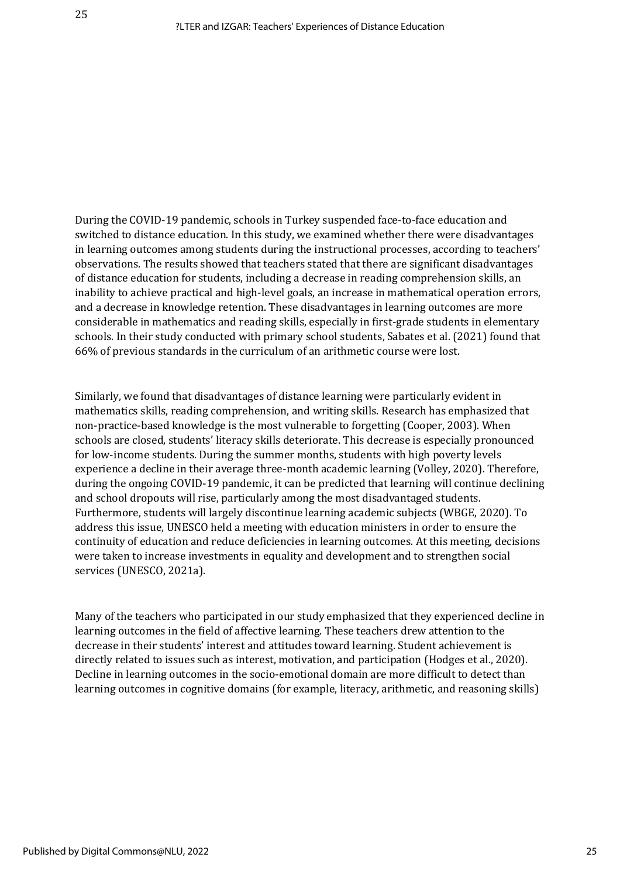During the COVID-19 pandemic, schools in Turkey suspended face-to-face education and switched to distance education. In this study, we examined whether there were disadvantages in learning outcomes among students during the instructional processes, according to teachers' observations. The results showed that teachers stated that there are significant disadvantages of distance education for students, including a decrease in reading comprehension skills, an inability to achieve practical and high-level goals, an increase in mathematical operation errors, and a decrease in knowledge retention. These disadvantages in learning outcomes are more considerable in mathematics and reading skills, especially in first-grade students in elementary schools. In their study conducted with primary school students, Sabates et al. (2021) found that 66% of previous standards in the curriculum of an arithmetic course were lost.

Similarly, we found that disadvantages of distance learning were particularly evident in mathematics skills, reading comprehension, and writing skills. Research has emphasized that non-practice-based knowledge is the most vulnerable to forgetting (Cooper, 2003). When schools are closed, students' literacy skills deteriorate. This decrease is especially pronounced for low-income students. During the summer months, students with high poverty levels experience a decline in their average three-month academic learning (Volley, 2020). Therefore, during the ongoing COVID-19 pandemic, it can be predicted that learning will continue declining and school dropouts will rise, particularly among the most disadvantaged students. Furthermore, students will largely discontinue learning academic subjects (WBGE, 2020). To address this issue, UNESCO held a meeting with education ministers in order to ensure the continuity of education and reduce deficiencies in learning outcomes. At this meeting, decisions were taken to increase investments in equality and development and to strengthen social services (UNESCO, 2021a).

Many of the teachers who participated in our study emphasized that they experienced decline in learning outcomes in the field of affective learning. These teachers drew attention to the decrease in their students' interest and attitudes toward learning. Student achievement is directly related to issues such as interest, motivation, and participation (Hodges et al., 2020). Decline in learning outcomes in the socio-emotional domain are more difficult to detect than learning outcomes in cognitive domains (for example, literacy, arithmetic, and reasoning skills)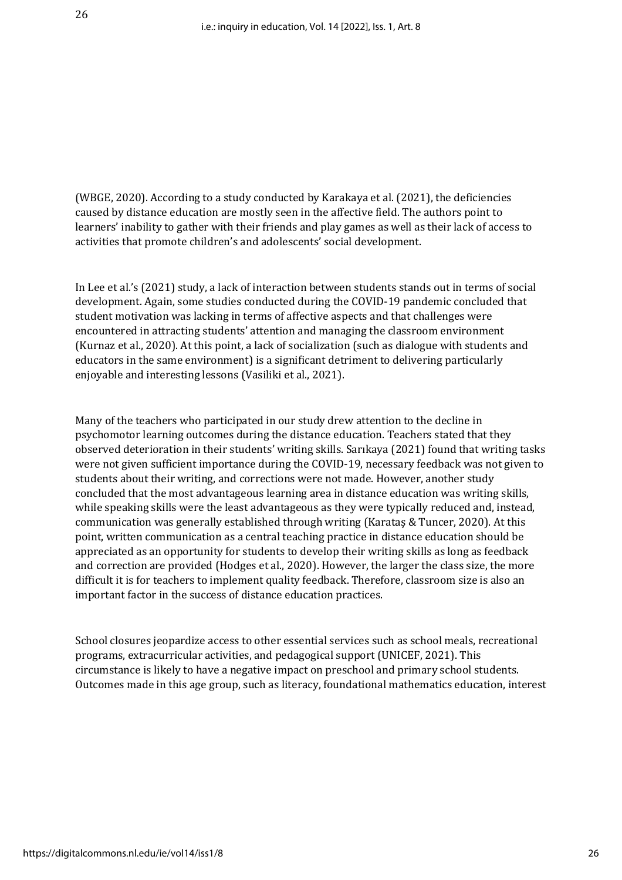(WBGE, 2020). According to a study conducted by Karakaya et al. (2021), the deficiencies caused by distance education are mostly seen in the affective field. The authors point to learners' inability to gather with their friends and play games as well as their lack of access to activities that promote children's and adolescents' social development.

In Lee et al.'s (2021) study, a lack of interaction between students stands out in terms of social development. Again, some studies conducted during the COVID-19 pandemic concluded that student motivation was lacking in terms of affective aspects and that challenges were encountered in attracting students' attention and managing the classroom environment (Kurnaz et al., 2020). At this point, a lack of socialization (such as dialogue with students and educators in the same environment) is a significant detriment to delivering particularly enjoyable and interesting lessons (Vasiliki et al., 2021).

Many of the teachers who participated in our study drew attention to the decline in psychomotor learning outcomes during the distance education. Teachers stated that they observed deterioration in their students' writing skills. Sarıkaya (2021) found that writing tasks were not given sufficient importance during the COVID-19, necessary feedback was not given to students about their writing, and corrections were not made. However, another study concluded that the most advantageous learning area in distance education was writing skills, while speaking skills were the least advantageous as they were typically reduced and, instead, communication was generally established through writing (Karataş & Tuncer, 2020). At this point, written communication as a central teaching practice in distance education should be appreciated as an opportunity for students to develop their writing skills as long as feedback and correction are provided (Hodges et al., 2020). However, the larger the class size, the more difficult it is for teachers to implement quality feedback. Therefore, classroom size is also an important factor in the success of distance education practices.

School closures jeopardize access to other essential services such as school meals, recreational programs, extracurricular activities, and pedagogical support (UNICEF, 2021). This circumstance is likely to have a negative impact on preschool and primary school students. Outcomes made in this age group, such as literacy, foundational mathematics education, interest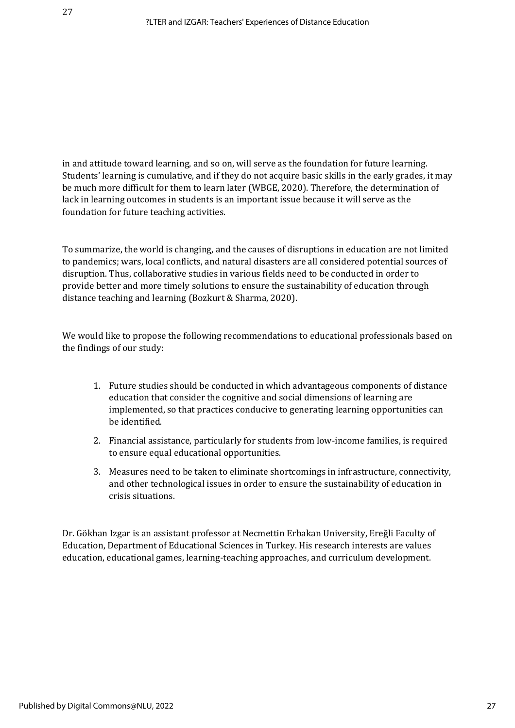in and attitude toward learning, and so on, will serve as the foundation for future learning. Students' learning is cumulative, and if they do not acquire basic skills in the early grades, it may be much more difficult for them to learn later (WBGE, 2020). Therefore, the determination of lack in learning outcomes in students is an important issue because it will serve as the foundation for future teaching activities.

To summarize, the world is changing, and the causes of disruptions in education are not limited to pandemics; wars, local conflicts, and natural disasters are all considered potential sources of disruption. Thus, collaborative studies in various fields need to be conducted in order to provide better and more timely solutions to ensure the sustainability of education through distance teaching and learning (Bozkurt & Sharma, 2020).

We would like to propose the following recommendations to educational professionals based on the findings of our study:

1. Future studies should be conducted in which advantageous components of distance education that consider the cognitive and social dimensions of learning are implemented, so that practices conducive to generating learning opportunities can be identified.
2. Financial assistance, particularly for students from low-income families, is required to ensure equal educational opportunities.
3. Measures need to be taken to eliminate shortcomings in infrastructure, connectivity, and other technological issues in order to ensure the sustainability of education in crisis situations.

Dr. Gökhan Izgar is an assistant professor at Necmettin Erbakan University, Ereğli Faculty of Education, Department of Educational Sciences in Turkey. His research interests are values education, educational games, learning-teaching approaches, and curriculum development.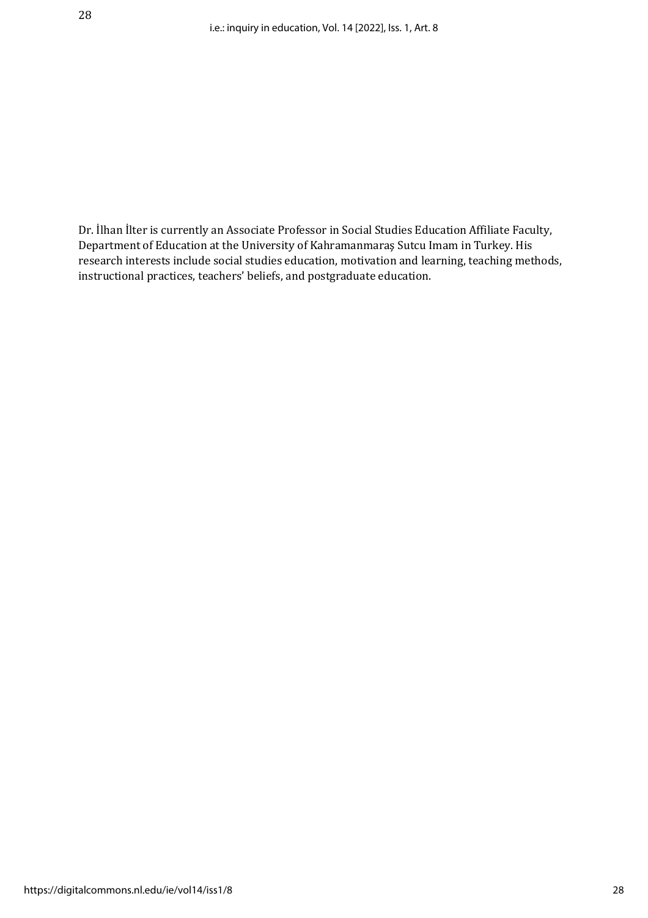Dr. İlhan İlter is currently an Associate Professor in Social Studies Education Affiliate Faculty, Department of Education at the University of Kahramanmaraş Sutcu Imam in Turkey. His research interests include social studies education, motivation and learning, teaching methods, instructional practices, teachers' beliefs, and postgraduate education.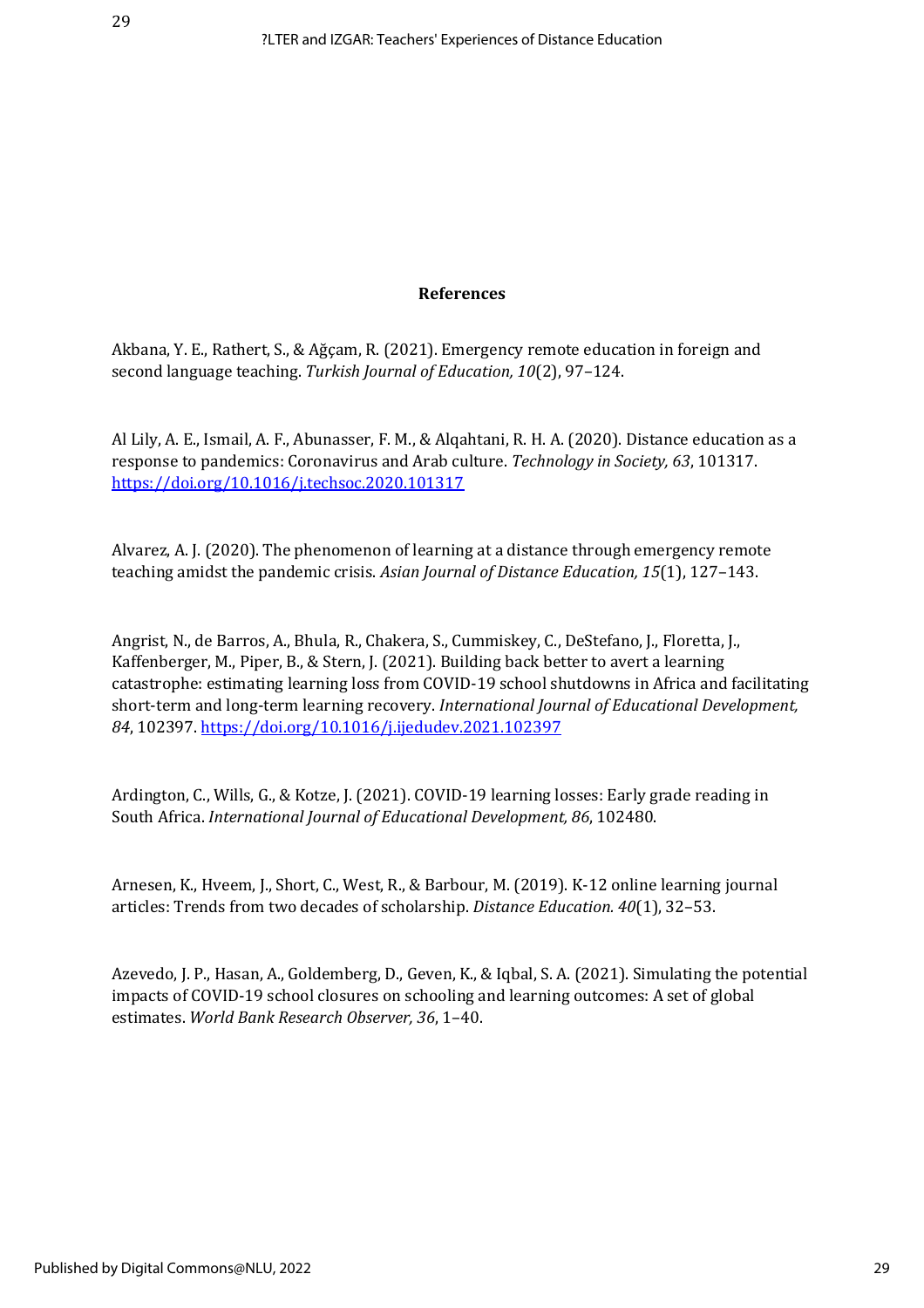## References

Akbana, Y. E., Rathert, S., & Ağçam, R. (2021). Emergency remote education in foreign and second language teaching. *Turkish Journal of Education, 10*(2), 97–124.

Al Lily, A. E., Ismail, A. F., Abunasser, F. M., & Alqahtani, R. H. A. (2020). Distance education as a response to pandemics: Coronavirus and Arab culture. *Technology in Society, 63*, 101317. https://doi.org/10.1016/j.techsoc.2020.101317

Alvarez, A. J. (2020). The phenomenon of learning at a distance through emergency remote teaching amidst the pandemic crisis. *Asian Journal of Distance Education, 15*(1), 127–143.

Angrist, N., de Barros, A., Bhula, R., Chakera, S., Cummiskey, C., DeStefano, J., Floretta, J., Kaffenberger, M., Piper, B., & Stern, J. (2021). Building back better to avert a learning catastrophe: estimating learning loss from COVID-19 school shutdowns in Africa and facilitating short-term and long-term learning recovery. *International Journal of Educational Development, 84*, 102397. https://doi.org/10.1016/j.ijedudev.2021.102397

Ardington, C., Wills, G., & Kotze, J. (2021). COVID-19 learning losses: Early grade reading in South Africa. *International Journal of Educational Development, 86*, 102480.

Arnesen, K., Hveem, J., Short, C., West, R., & Barbour, M. (2019). K-12 online learning journal articles: Trends from two decades of scholarship. *Distance Education. 40*(1), 32–53.

Azevedo, J. P., Hasan, A., Goldemberg, D., Geven, K., & Iqbal, S. A. (2021). Simulating the potential impacts of COVID-19 school closures on schooling and learning outcomes: A set of global estimates. *World Bank Research Observer, 36*, 1–40.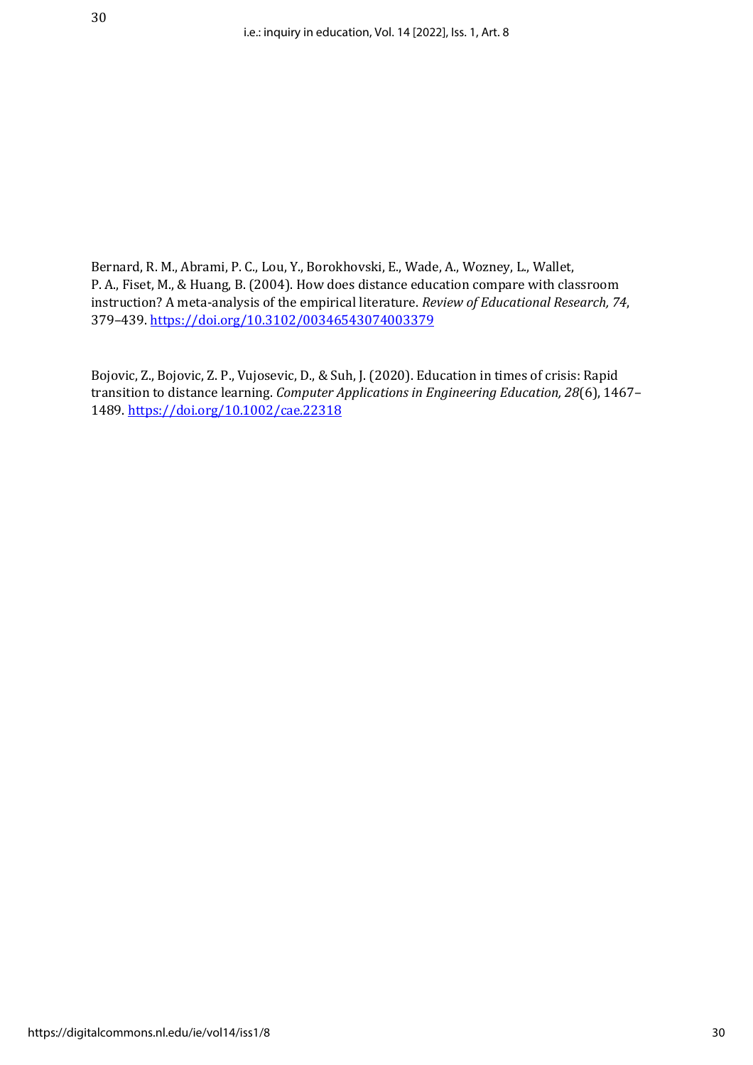Bernard, R. M., Abrami, P. C., Lou, Y., Borokhovski, E., Wade, A., Wozney, L., Wallet, P. A., Fiset, M., & Huang, B. (2004). How does distance education compare with classroom instruction? A meta-analysis of the empirical literature. *Review of Educational Research, 74*, 379–439. https://doi.org/10.3102/00346543074003379

Bojovic, Z., Bojovic, Z. P., Vujosevic, D., & Suh, J. (2020). Education in times of crisis: Rapid transition to distance learning. *Computer Applications in Engineering Education, 28*(6), 1467–1489. https://doi.org/10.1002/cae.22318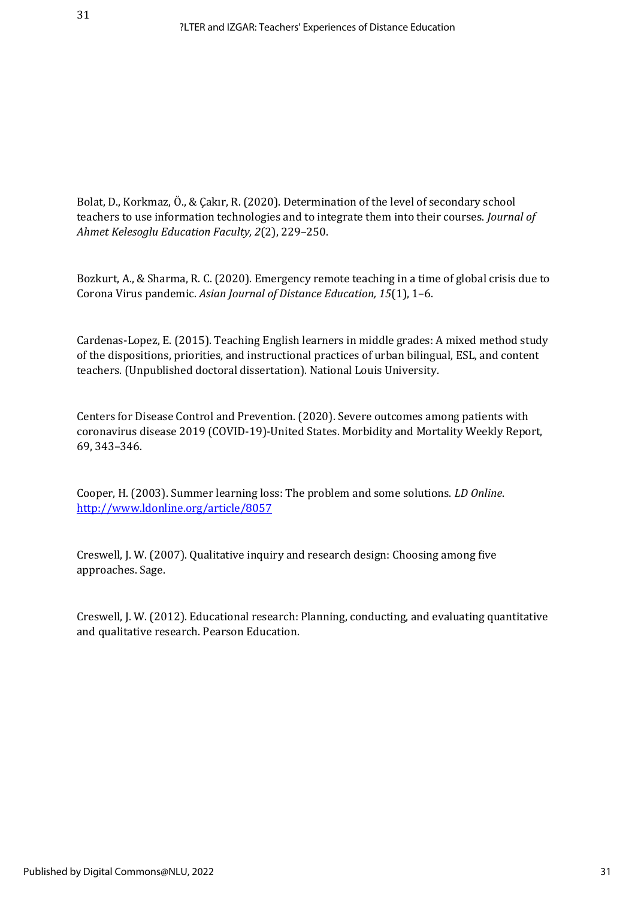Bolat, D., Korkmaz, Ö., & Çakır, R. (2020). Determination of the level of secondary school teachers to use information technologies and to integrate them into their courses. *Journal of Ahmet Kelesoglu Education Faculty, 2*(2), 229–250.

Bozkurt, A., & Sharma, R. C. (2020). Emergency remote teaching in a time of global crisis due to Corona Virus pandemic. *Asian Journal of Distance Education, 15*(1), 1–6.

Cardenas-Lopez, E. (2015). Teaching English learners in middle grades: A mixed method study of the dispositions, priorities, and instructional practices of urban bilingual, ESL, and content teachers. (Unpublished doctoral dissertation). National Louis University.

Centers for Disease Control and Prevention. (2020). Severe outcomes among patients with coronavirus disease 2019 (COVID-19)-United States. Morbidity and Mortality Weekly Report, 69, 343–346.

Cooper, H. (2003). Summer learning loss: The problem and some solutions. *LD Online*. http://www.ldonline.org/article/8057

Creswell, J. W. (2007). Qualitative inquiry and research design: Choosing among five approaches. Sage.

Creswell, J. W. (2012). Educational research: Planning, conducting, and evaluating quantitative and qualitative research. Pearson Education.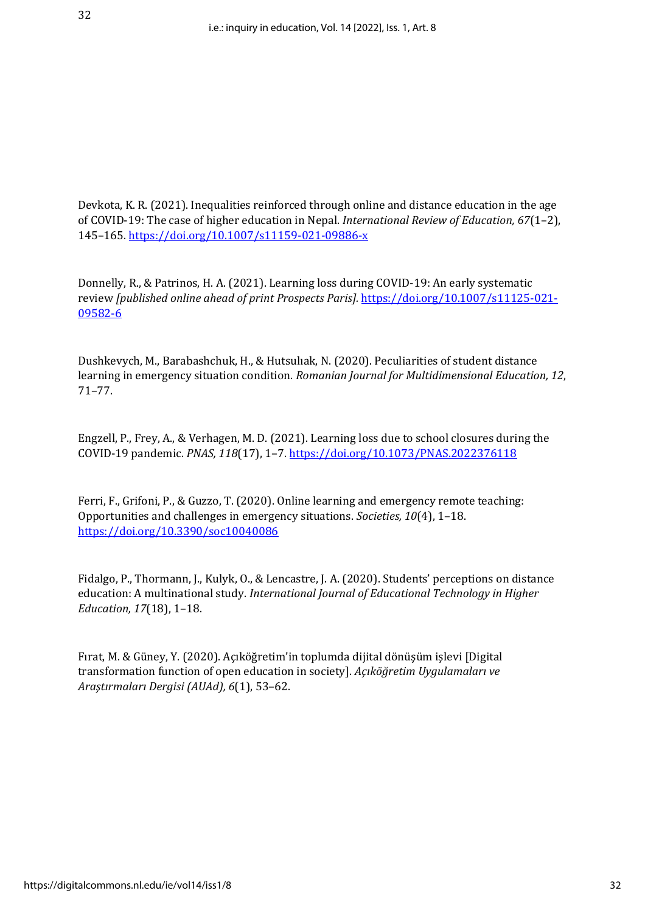Devkota, K. R. (2021). Inequalities reinforced through online and distance education in the age of COVID-19: The case of higher education in Nepal. *International Review of Education, 67*(1–2), 145–165. https://doi.org/10.1007/s11159-021-09886-x

Donnelly, R., & Patrinos, H. A. (2021). Learning loss during COVID-19: An early systematic review *[published online ahead of print Prospects Paris]*. https://doi.org/10.1007/s11125-021-09582-6

Dushkevych, M., Barabashchuk, H., & Hutsulıak, N. (2020). Peculiarities of student distance learning in emergency situation condition. *Romanian Journal for Multidimensional Education, 12*, 71–77.

Engzell, P., Frey, A., & Verhagen, M. D. (2021). Learning loss due to school closures during the COVID-19 pandemic. *PNAS, 118*(17), 1–7. https://doi.org/10.1073/PNAS.2022376118

Ferri, F., Grifoni, P., & Guzzo, T. (2020). Online learning and emergency remote teaching: Opportunities and challenges in emergency situations. *Societies, 10*(4), 1–18. https://doi.org/10.3390/soc10040086

Fidalgo, P., Thormann, J., Kulyk, O., & Lencastre, J. A. (2020). Students' perceptions on distance education: A multinational study. *International Journal of Educational Technology in Higher Education, 17*(18), 1–18.

Fırat, M. & Güney, Y. (2020). Açıköğretim'in toplumda dijital dönüşüm işlevi [Digital transformation function of open education in society]. *Açıköğretim Uygulamaları ve Araştırmaları Dergisi (AUAd), 6*(1), 53–62.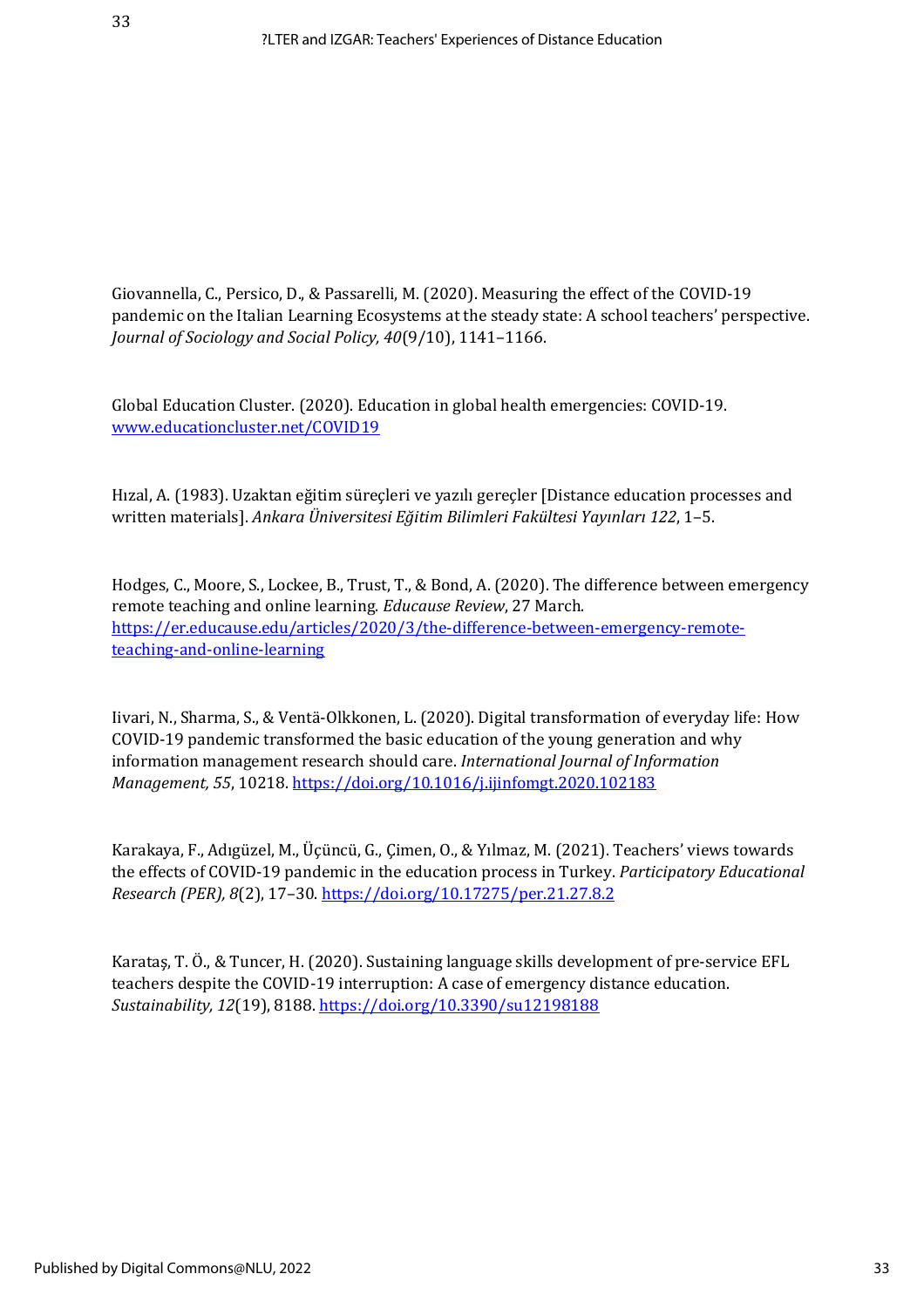Giovannella, C., Persico, D., & Passarelli, M. (2020). Measuring the effect of the COVID-19 pandemic on the Italian Learning Ecosystems at the steady state: A school teachers' perspective. *Journal of Sociology and Social Policy, 40*(9/10), 1141–1166.

Global Education Cluster. (2020). Education in global health emergencies: COVID-19. [www.educationcluster.net/COVID19](www.educationcluster.net/COVID19)

Hızal, A. (1983). Uzaktan eğitim süreçleri ve yazılı gereçler [Distance education processes and written materials]. *Ankara Üniversitesi Eğitim Bilimleri Fakültesi Yayınları 122*, 1–5.

Hodges, C., Moore, S., Lockee, B., Trust, T., & Bond, A. (2020). The difference between emergency remote teaching and online learning. *Educause Review*, 27 March. [https://er.educause.edu/articles/2020/3/the-difference-between-emergency-remote-teaching-and-online-learning](https://er.educause.edu/articles/2020/3/the-difference-between-emergency-remote-teaching-and-online-learning)

Iivari, N., Sharma, S., & Ventä-Olkkonen, L. (2020). Digital transformation of everyday life: How COVID-19 pandemic transformed the basic education of the young generation and why information management research should care. *International Journal of Information Management, 55*, 10218. [https://doi.org/10.1016/j.ijinfomgt.2020.102183](https://doi.org/10.1016/j.ijinfomgt.2020.102183)

Karakaya, F., Adıgüzel, M., Üçüncü, G., Çimen, O., & Yılmaz, M. (2021). Teachers' views towards the effects of COVID-19 pandemic in the education process in Turkey. *Participatory Educational Research (PER), 8*(2), 17–30. [https://doi.org/10.17275/per.21.27.8.2](https://doi.org/10.17275/per.21.27.8.2)

Karataş, T. Ö., & Tuncer, H. (2020). Sustaining language skills development of pre-service EFL teachers despite the COVID-19 interruption: A case of emergency distance education. *Sustainability, 12*(19), 8188. [https://doi.org/10.3390/su12198188](https://doi.org/10.3390/su12198188)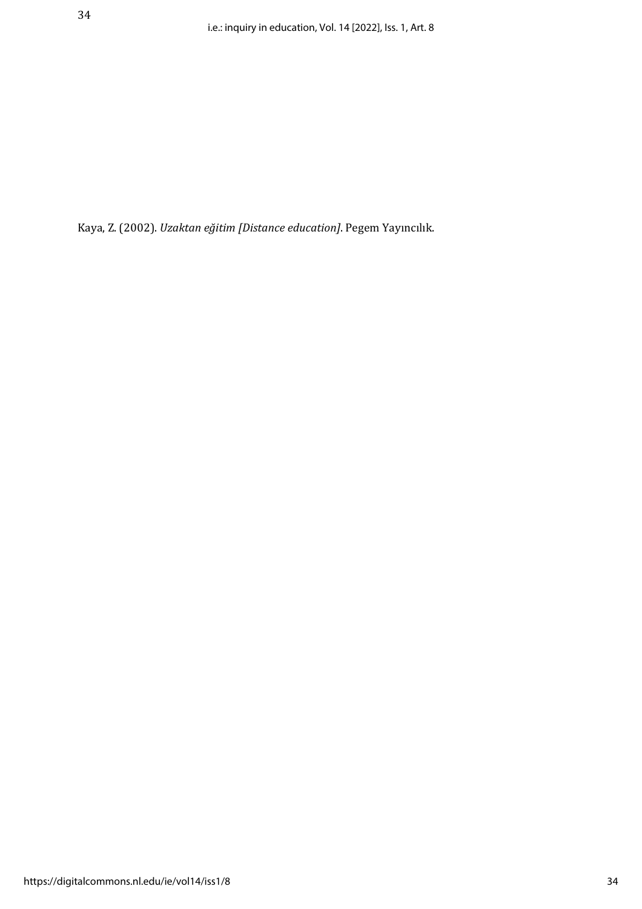Kaya, Z. (2002). *Uzaktan eğitim [Distance education]*. Pegem Yayıncılık.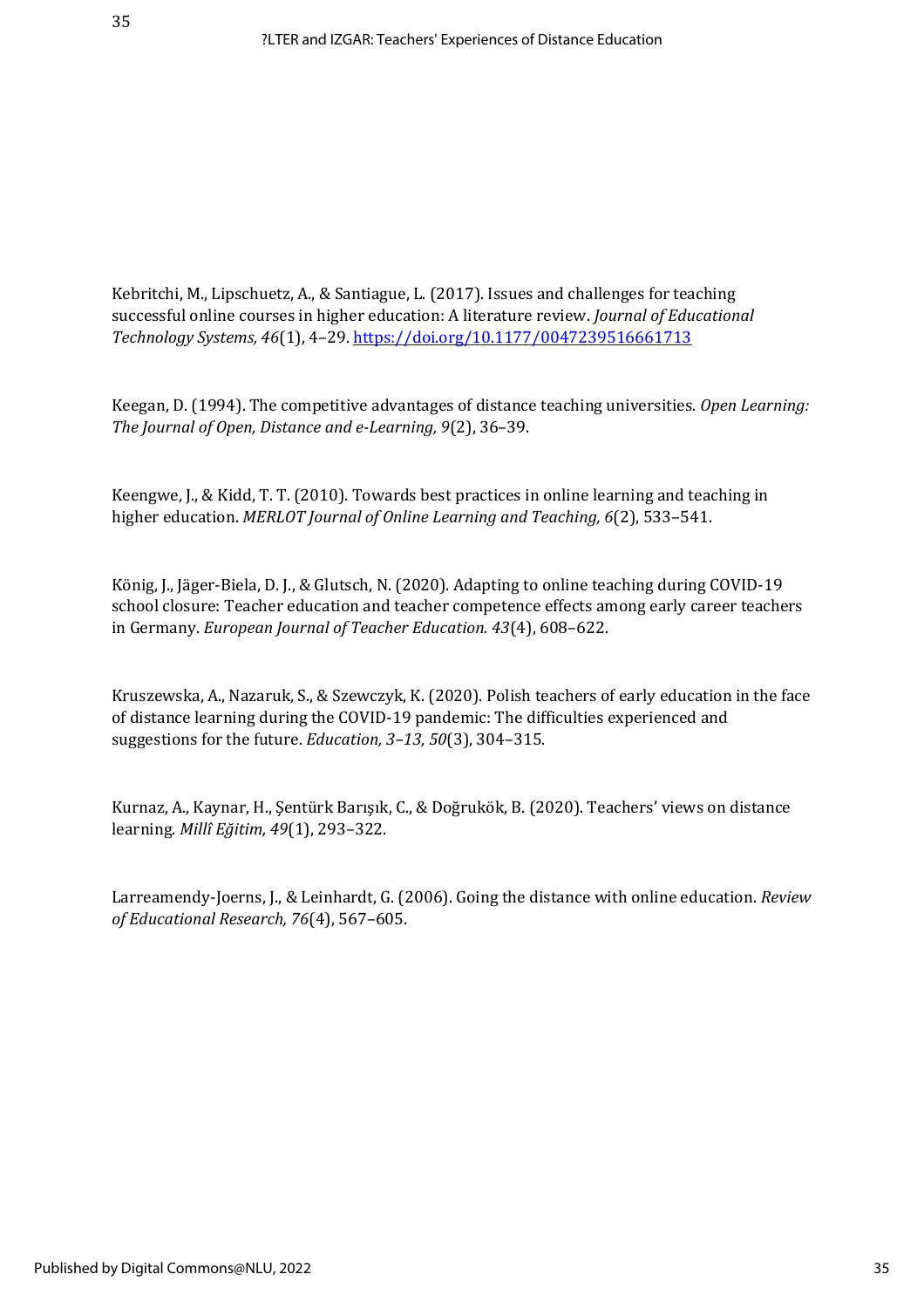Kebritchi, M., Lipschuetz, A., & Santiague, L. (2017). Issues and challenges for teaching successful online courses in higher education: A literature review. *Journal of Educational Technology Systems, 46*(1), 4–29. https://doi.org/10.1177/0047239516661713

Keegan, D. (1994). The competitive advantages of distance teaching universities. *Open Learning: The Journal of Open, Distance and e-Learning, 9*(2), 36–39.

Keengwe, J., & Kidd, T. T. (2010). Towards best practices in online learning and teaching in higher education. *MERLOT Journal of Online Learning and Teaching, 6*(2), 533–541.

König, J., Jäger-Biela, D. J., & Glutsch, N. (2020). Adapting to online teaching during COVID-19 school closure: Teacher education and teacher competence effects among early career teachers in Germany. *European Journal of Teacher Education. 43*(4), 608–622.

Kruszewska, A., Nazaruk, S., & Szewczyk, K. (2020). Polish teachers of early education in the face of distance learning during the COVID-19 pandemic: The difficulties experienced and suggestions for the future. *Education, 3–13, 50*(3), 304–315.

Kurnaz, A., Kaynar, H., Şentürk Barışık, C., & Doğrukök, B. (2020). Teachers' views on distance learning. *Millî Eğitim, 49*(1), 293–322.

Larreamendy-Joerns, J., & Leinhardt, G. (2006). Going the distance with online education. *Review of Educational Research, 76*(4), 567–605.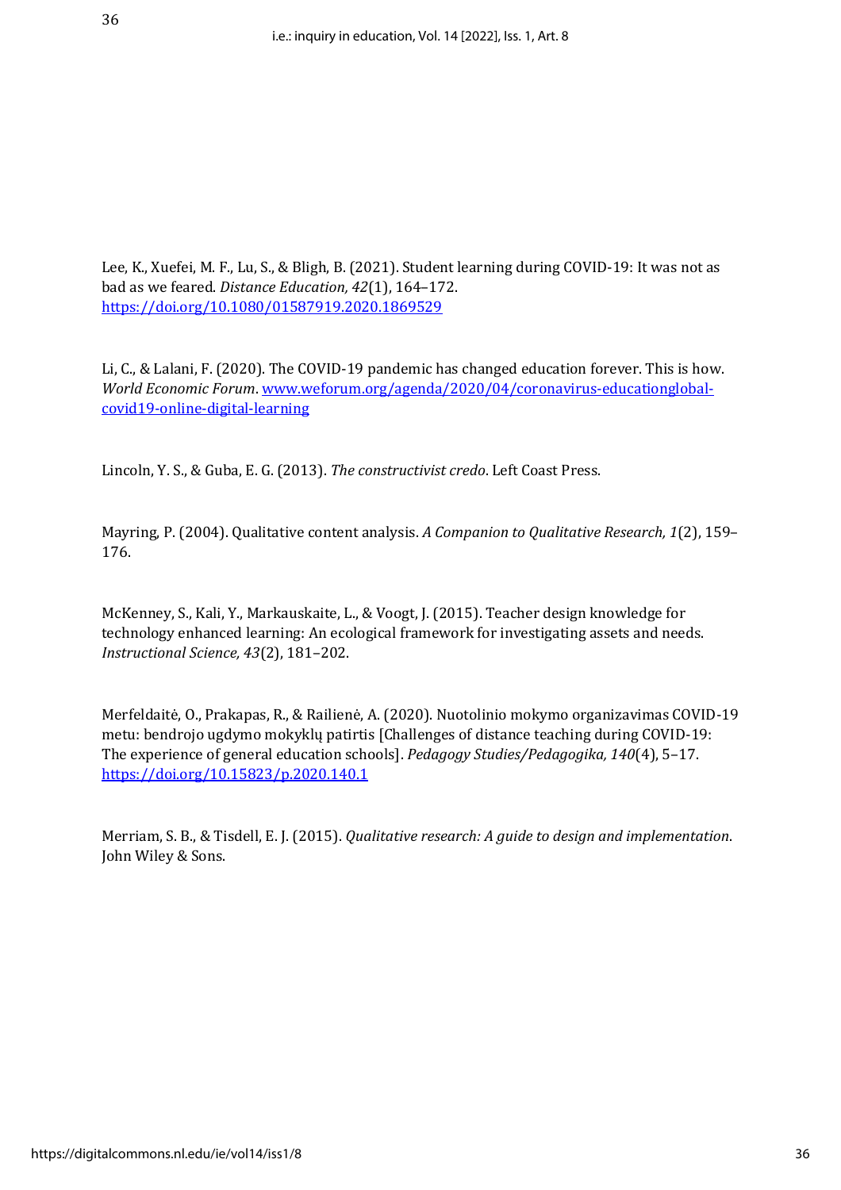Lee, K., Xuefei, M. F., Lu, S., & Bligh, B. (2021). Student learning during COVID-19: It was not as bad as we feared. *Distance Education, 42*(1), 164–172. https://doi.org/10.1080/01587919.2020.1869529

Li, C., & Lalani, F. (2020). The COVID-19 pandemic has changed education forever. This is how. *World Economic Forum*. www.weforum.org/agenda/2020/04/coronavirus-educationglobal-covid19-online-digital-learning

Lincoln, Y. S., & Guba, E. G. (2013). *The constructivist credo*. Left Coast Press.

Mayring, P. (2004). Qualitative content analysis. *A Companion to Qualitative Research, 1*(2), 159–176.

McKenney, S., Kali, Y., Markauskaite, L., & Voogt, J. (2015). Teacher design knowledge for technology enhanced learning: An ecological framework for investigating assets and needs. *Instructional Science, 43*(2), 181–202.

Merfeldaitė, O., Prakapas, R., & Railienė, A. (2020). Nuotolinio mokymo organizavimas COVID-19 metu: bendrojo ugdymo mokyklų patirtis [Challenges of distance teaching during COVID-19: The experience of general education schools]. *Pedagogy Studies/Pedagogika, 140*(4), 5–17. https://doi.org/10.15823/p.2020.140.1

Merriam, S. B., & Tisdell, E. J. (2015). *Qualitative research: A guide to design and implementation*. John Wiley & Sons.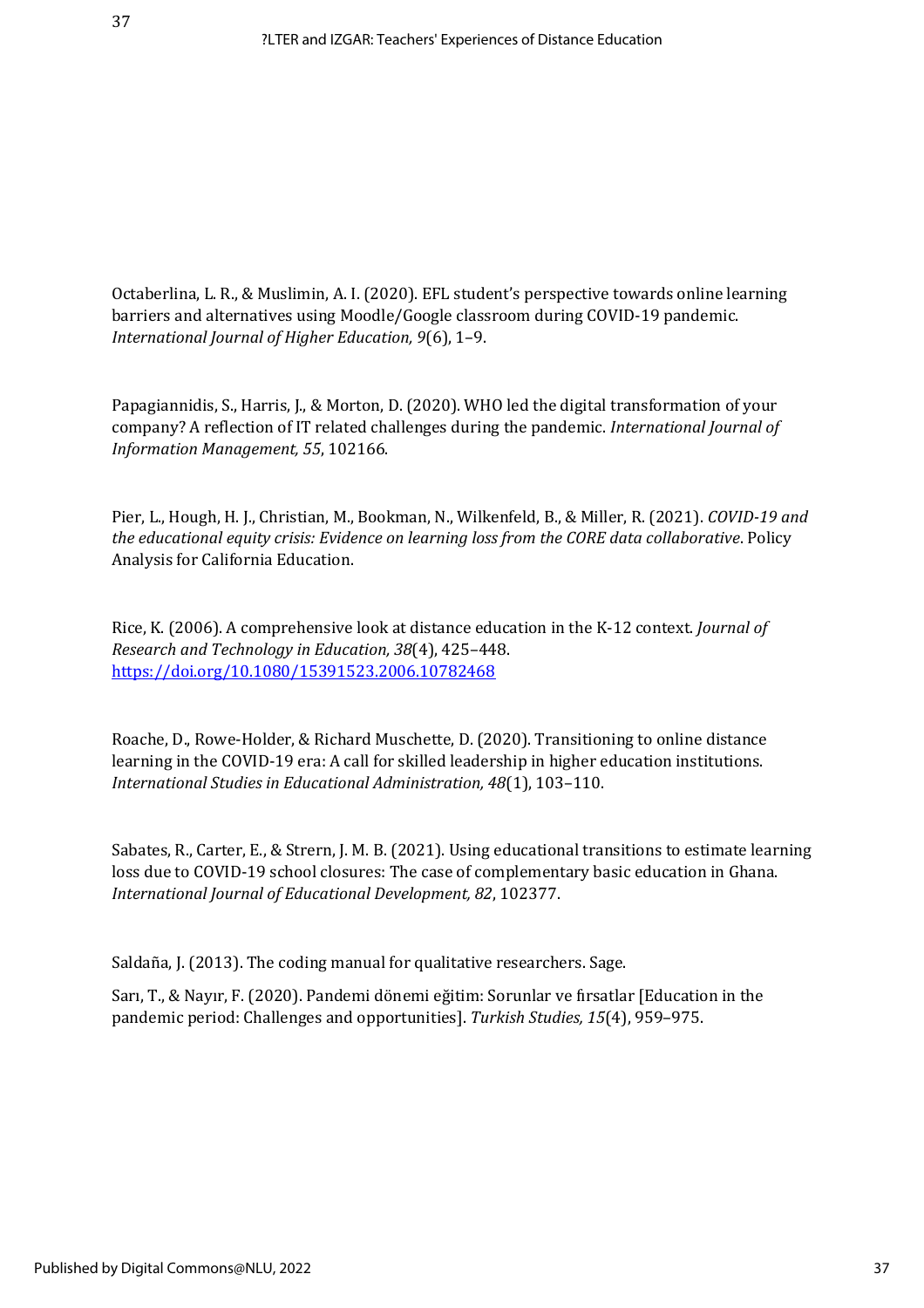Octaberlina, L. R., & Muslimin, A. I. (2020). EFL student's perspective towards online learning barriers and alternatives using Moodle/Google classroom during COVID-19 pandemic. *International Journal of Higher Education, 9*(6), 1–9.

Papagiannidis, S., Harris, J., & Morton, D. (2020). WHO led the digital transformation of your company? A reflection of IT related challenges during the pandemic. *International Journal of Information Management, 55*, 102166.

Pier, L., Hough, H. J., Christian, M., Bookman, N., Wilkenfeld, B., & Miller, R. (2021). *COVID-19 and the educational equity crisis: Evidence on learning loss from the CORE data collaborative*. Policy Analysis for California Education.

Rice, K. (2006). A comprehensive look at distance education in the K-12 context. *Journal of Research and Technology in Education, 38*(4), 425–448. https://doi.org/10.1080/15391523.2006.10782468

Roache, D., Rowe-Holder, & Richard Muschette, D. (2020). Transitioning to online distance learning in the COVID-19 era: A call for skilled leadership in higher education institutions. *International Studies in Educational Administration, 48*(1), 103–110.

Sabates, R., Carter, E., & Strern, J. M. B. (2021). Using educational transitions to estimate learning loss due to COVID-19 school closures: The case of complementary basic education in Ghana. *International Journal of Educational Development, 82*, 102377.

Saldaña, J. (2013). The coding manual for qualitative researchers. Sage.

Sarı, T., & Nayır, F. (2020). Pandemi dönemi eğitim: Sorunlar ve fırsatlar [Education in the pandemic period: Challenges and opportunities]. *Turkish Studies, 15*(4), 959–975.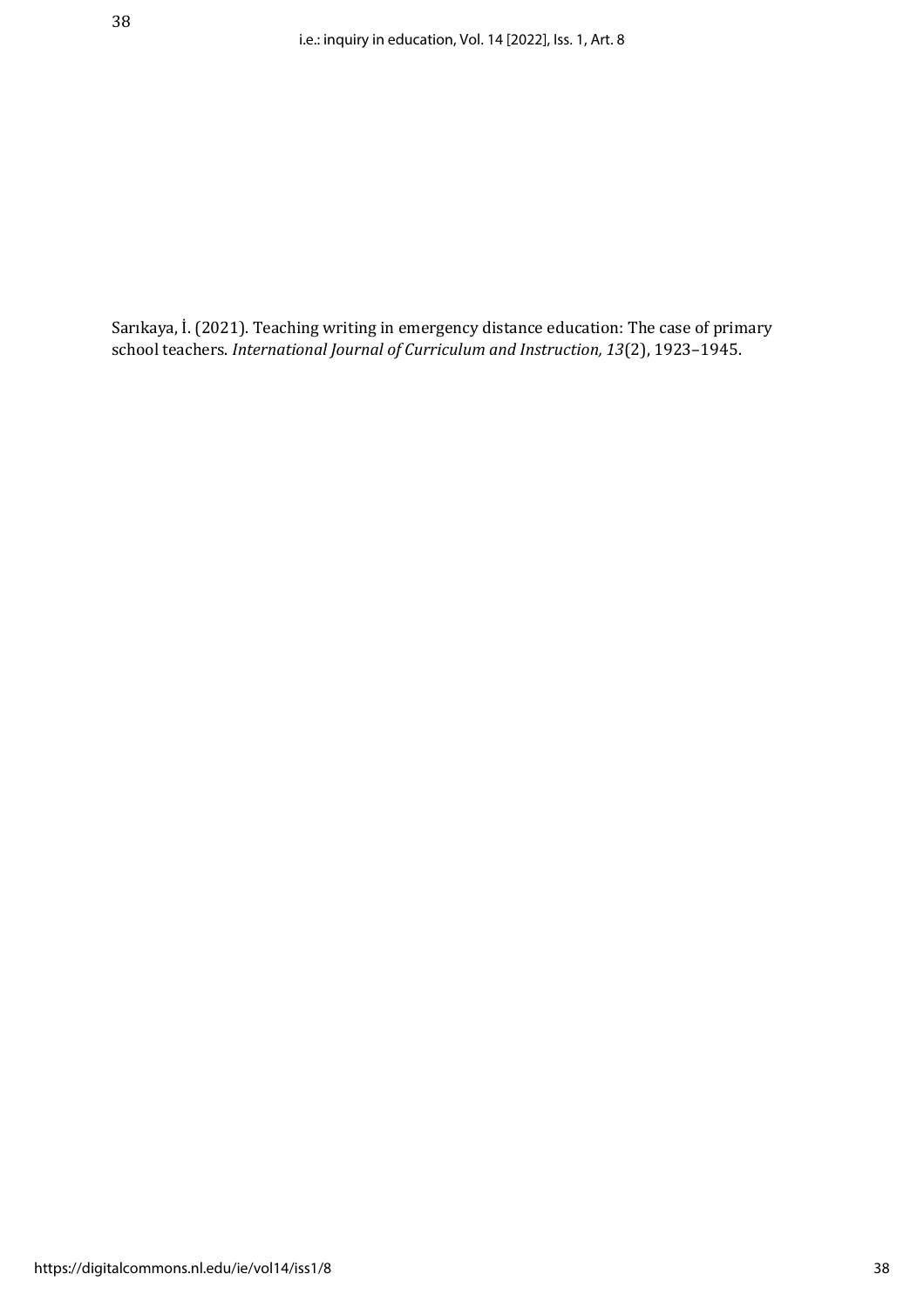Sarıkaya, İ. (2021). Teaching writing in emergency distance education: The case of primary school teachers. *International Journal of Curriculum and Instruction, 13*(2), 1923–1945.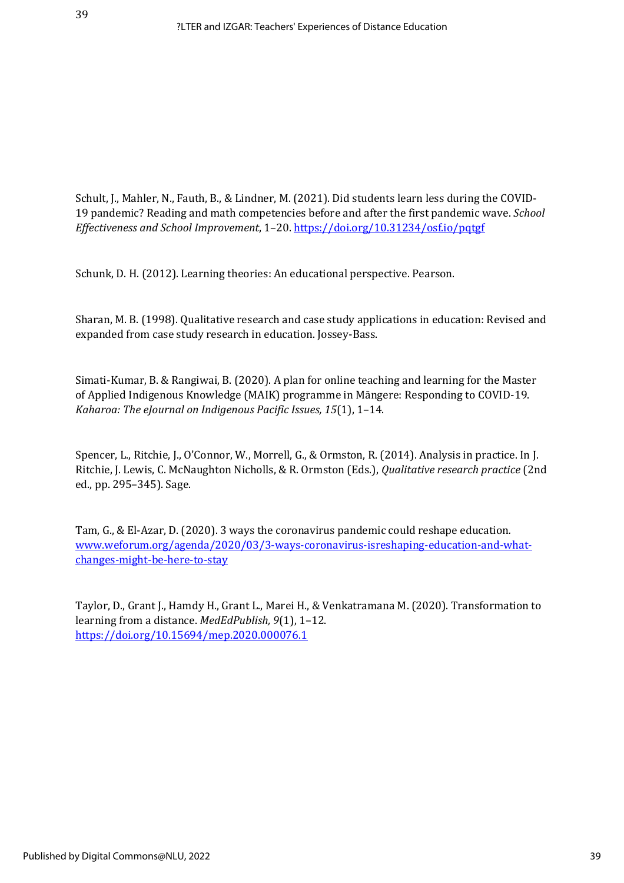Schult, J., Mahler, N., Fauth, B., & Lindner, M. (2021). Did students learn less during the COVID-19 pandemic? Reading and math competencies before and after the first pandemic wave. *School Effectiveness and School Improvement*, 1–20. https://doi.org/10.31234/osf.io/pqtgf

Schunk, D. H. (2012). Learning theories: An educational perspective. Pearson.

Sharan, M. B. (1998). Qualitative research and case study applications in education: Revised and expanded from case study research in education. Jossey-Bass.

Simati-Kumar, B. & Rangiwai, B. (2020). A plan for online teaching and learning for the Master of Applied Indigenous Knowledge (MAIK) programme in Māngere: Responding to COVID-19. *Kaharoa: The eJournal on Indigenous Pacific Issues, 15*(1), 1–14.

Spencer, L., Ritchie, J., O'Connor, W., Morrell, G., & Ormston, R. (2014). Analysis in practice. In J. Ritchie, J. Lewis, C. McNaughton Nicholls, & R. Ormston (Eds.), *Qualitative research practice* (2nd ed., pp. 295–345). Sage.

Tam, G., & El-Azar, D. (2020). 3 ways the coronavirus pandemic could reshape education. www.weforum.org/agenda/2020/03/3-ways-coronavirus-isreshaping-education-and-what-changes-might-be-here-to-stay

Taylor, D., Grant J., Hamdy H., Grant L., Marei H., & Venkatramana M. (2020). Transformation to learning from a distance. *MedEdPublish, 9*(1), 1–12. https://doi.org/10.15694/mep.2020.000076.1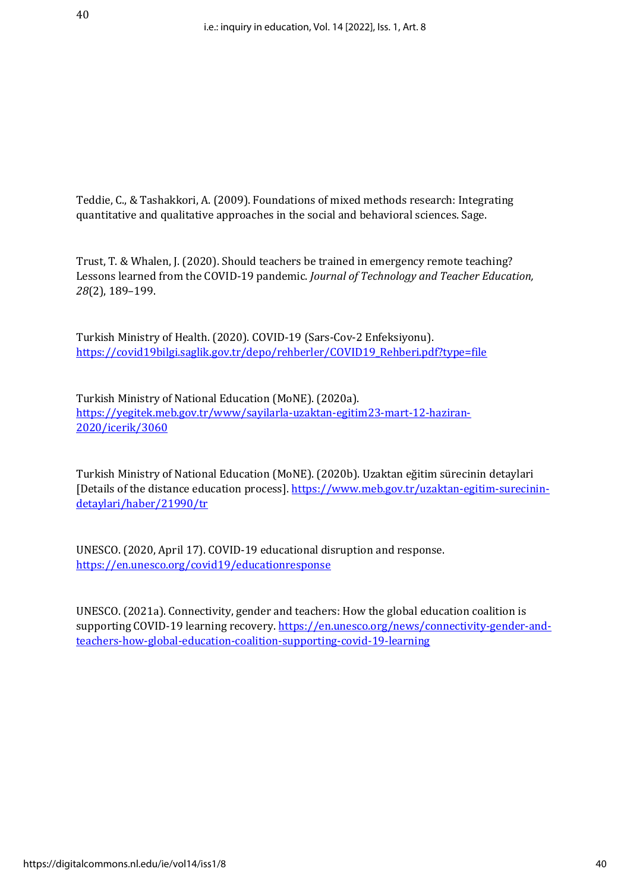Teddie, C., & Tashakkori, A. (2009). Foundations of mixed methods research: Integrating quantitative and qualitative approaches in the social and behavioral sciences. Sage.

Trust, T. & Whalen, J. (2020). Should teachers be trained in emergency remote teaching? Lessons learned from the COVID-19 pandemic. *Journal of Technology and Teacher Education, 28*(2), 189–199.

Turkish Ministry of Health. (2020). COVID-19 (Sars-Cov-2 Enfeksiyonu). https://covid19bilgi.saglik.gov.tr/depo/rehberler/COVID19_Rehberi.pdf?type=file

Turkish Ministry of National Education (MoNE). (2020a). https://yegitek.meb.gov.tr/www/sayilarla-uzaktan-egitim23-mart-12-haziran-2020/icerik/3060

Turkish Ministry of National Education (MoNE). (2020b). Uzaktan eğitim sürecinin detaylari [Details of the distance education process]. https://www.meb.gov.tr/uzaktan-egitim-surecinin-detaylari/haber/21990/tr

UNESCO. (2020, April 17). COVID-19 educational disruption and response. https://en.unesco.org/covid19/educationresponse

UNESCO. (2021a). Connectivity, gender and teachers: How the global education coalition is supporting COVID-19 learning recovery. https://en.unesco.org/news/connectivity-gender-and-teachers-how-global-education-coalition-supporting-covid-19-learning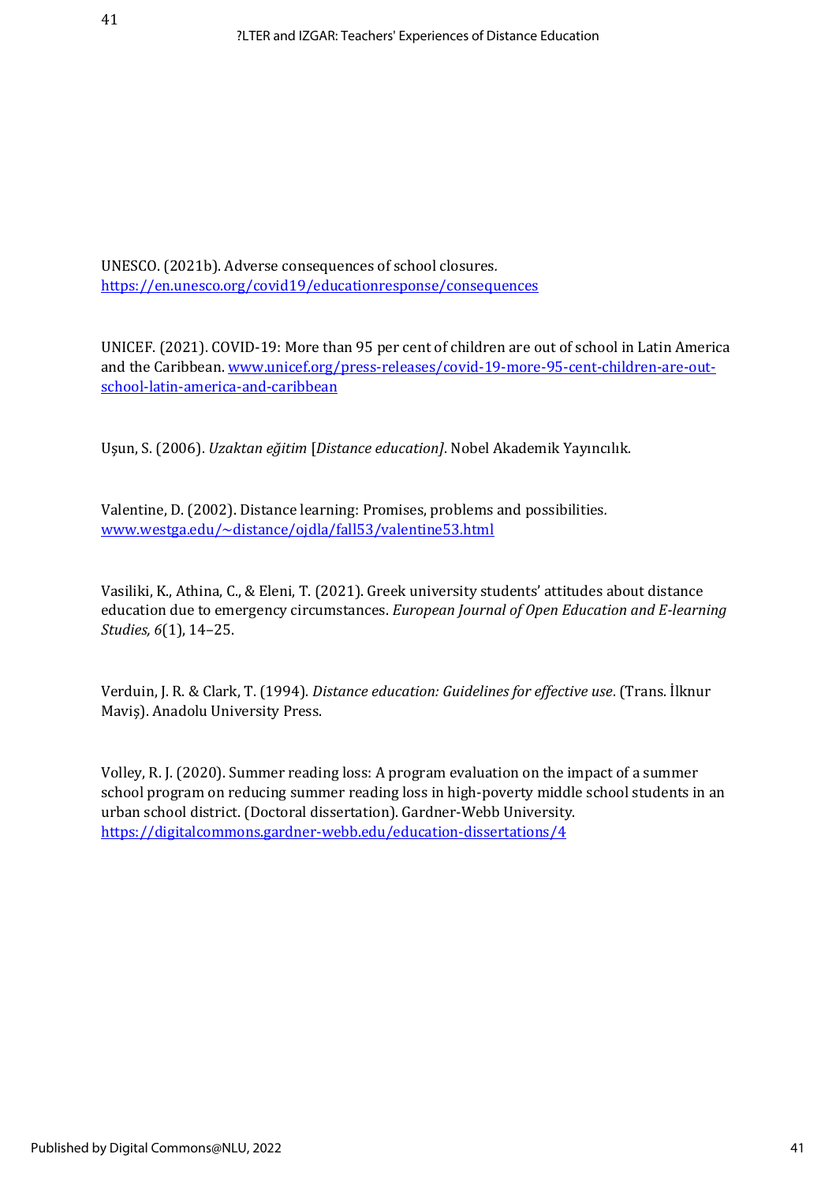UNESCO. (2021b). Adverse consequences of school closures. https://en.unesco.org/covid19/educationresponse/consequences

UNICEF. (2021). COVID-19: More than 95 per cent of children are out of school in Latin America and the Caribbean. www.unicef.org/press-releases/covid-19-more-95-cent-children-are-out-school-latin-america-and-caribbean

Uşun, S. (2006). *Uzaktan eğitim* [*Distance education]*. Nobel Akademik Yayıncılık.

Valentine, D. (2002). Distance learning: Promises, problems and possibilities. www.westga.edu/~distance/ojdla/fall53/valentine53.html

Vasiliki, K., Athina, C., & Eleni, T. (2021). Greek university students' attitudes about distance education due to emergency circumstances. *European Journal of Open Education and E-learning Studies, 6*(1), 14–25.

Verduin, J. R. & Clark, T. (1994). *Distance education: Guidelines for effective use*. (Trans. İlknur Maviş). Anadolu University Press.

Volley, R. J. (2020). Summer reading loss: A program evaluation on the impact of a summer school program on reducing summer reading loss in high-poverty middle school students in an urban school district. (Doctoral dissertation). Gardner-Webb University. https://digitalcommons.gardner-webb.edu/education-dissertations/4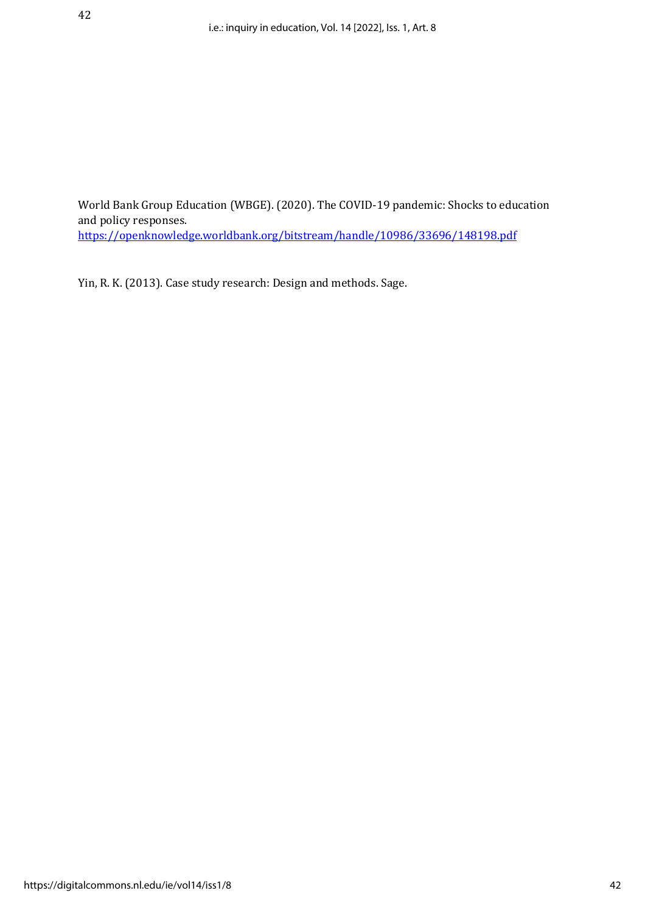World Bank Group Education (WBGE). (2020). The COVID-19 pandemic: Shocks to education and policy responses. https://openknowledge.worldbank.org/bitstream/handle/10986/33696/148198.pdf

Yin, R. K. (2013). Case study research: Design and methods. Sage.